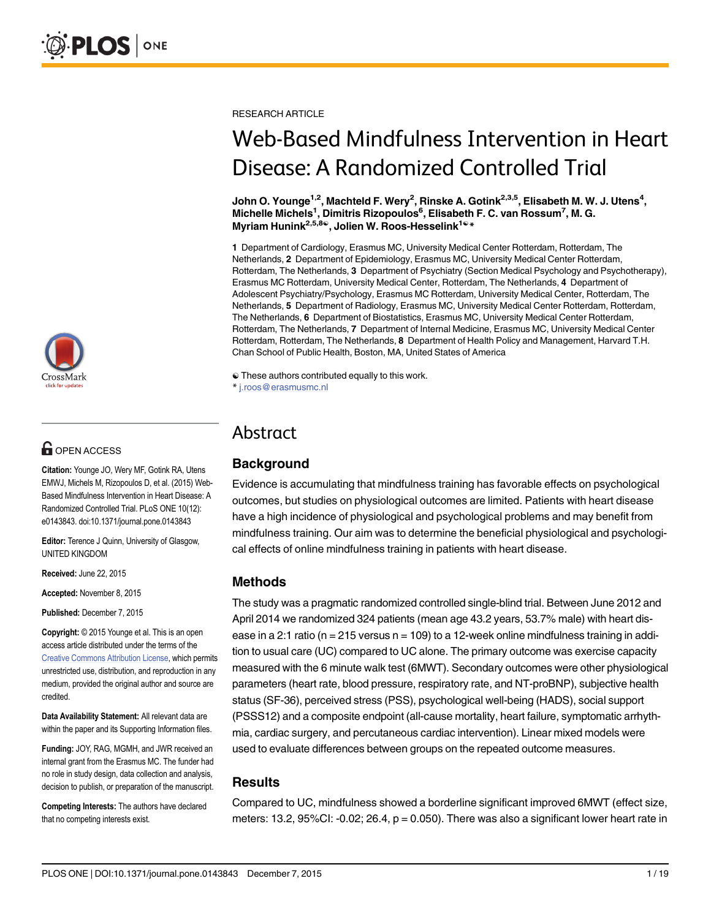RESEARCH ARTICLE

# Web-Based Mindfulness Intervention in Heart Disease: A Randomized Controlled Trial

**John O. Younge[1,2], Machteld F. Wery[2], Rinske A. Gotink[2,3,5], Elisabeth M. W. J. Utens[4], Michelle Michels[1], Dimitris Rizopoulos[6], Elisabeth F. C. van Rossum[7], M. G. Myriam Hunink[2,5,8☯], Jolien W. Roos-Hesselink[1☯*]**

**1** Department of Cardiology, Erasmus MC, University Medical Center Rotterdam, Rotterdam, The Netherlands, **2** Department of Epidemiology, Erasmus MC, University Medical Center Rotterdam, Rotterdam, The Netherlands, **3** Department of Psychiatry (Section Medical Psychology and Psychotherapy), Erasmus MC Rotterdam, University Medical Center, Rotterdam, The Netherlands, **4** Department of Adolescent Psychiatry/Psychology, Erasmus MC Rotterdam, University Medical Center, Rotterdam, The Netherlands, **5** Department of Radiology, Erasmus MC, University Medical Center Rotterdam, Rotterdam, The Netherlands, **6** Department of Biostatistics, Erasmus MC, University Medical Center Rotterdam, Rotterdam, The Netherlands, **7** Department of Internal Medicine, Erasmus MC, University Medical Center Rotterdam, Rotterdam, The Netherlands, **8** Department of Health Policy and Management, Harvard T.H. Chan School of Public Health, Boston, MA, United States of America

☯ These authors contributed equally to this work.
* j.roos@erasmusmc.nl

OPEN ACCESS

**Citation:** Younge JO, Wery MF, Gotink RA, Utens EMWJ, Michels M, Rizopoulos D, et al. (2015) Web-Based Mindfulness Intervention in Heart Disease: A Randomized Controlled Trial. PLoS ONE 10(12): e0143843. doi:10.1371/journal.pone.0143843

**Editor:** Terence J Quinn, University of Glasgow, UNITED KINGDOM

**Received:** June 22, 2015

**Accepted:** November 8, 2015

**Published:** December 7, 2015

**Copyright:** © 2015 Younge et al. This is an open access article distributed under the terms of the Creative Commons Attribution License, which permits unrestricted use, distribution, and reproduction in any medium, provided the original author and source are credited.

**Data Availability Statement:** All relevant data are within the paper and its Supporting Information files.

**Funding:** JOY, RAG, MGMH, and JWR received an internal grant from the Erasmus MC. The funder had no role in study design, data collection and analysis, decision to publish, or preparation of the manuscript.

**Competing Interests:** The authors have declared that no competing interests exist.

## Abstract

### Background

Evidence is accumulating that mindfulness training has favorable effects on psychological outcomes, but studies on physiological outcomes are limited. Patients with heart disease have a high incidence of physiological and psychological problems and may benefit from mindfulness training. Our aim was to determine the beneficial physiological and psychological effects of online mindfulness training in patients with heart disease.

### Methods

The study was a pragmatic randomized controlled single-blind trial. Between June 2012 and April 2014 we randomized 324 patients (mean age 43.2 years, 53.7% male) with heart disease in a 2:1 ratio (n = 215 versus n = 109) to a 12-week online mindfulness training in addition to usual care (UC) compared to UC alone. The primary outcome was exercise capacity measured with the 6 minute walk test (6MWT). Secondary outcomes were other physiological parameters (heart rate, blood pressure, respiratory rate, and NT-proBNP), subjective health status (SF-36), perceived stress (PSS), psychological well-being (HADS), social support (PSSS12) and a composite endpoint (all-cause mortality, heart failure, symptomatic arrhythmia, cardiac surgery, and percutaneous cardiac intervention). Linear mixed models were used to evaluate differences between groups on the repeated outcome measures.

### Results

Compared to UC, mindfulness showed a borderline significant improved 6MWT (effect size, meters: 13.2, 95%CI: -0.02; 26.4, p = 0.050). There was also a significant lower heart rate in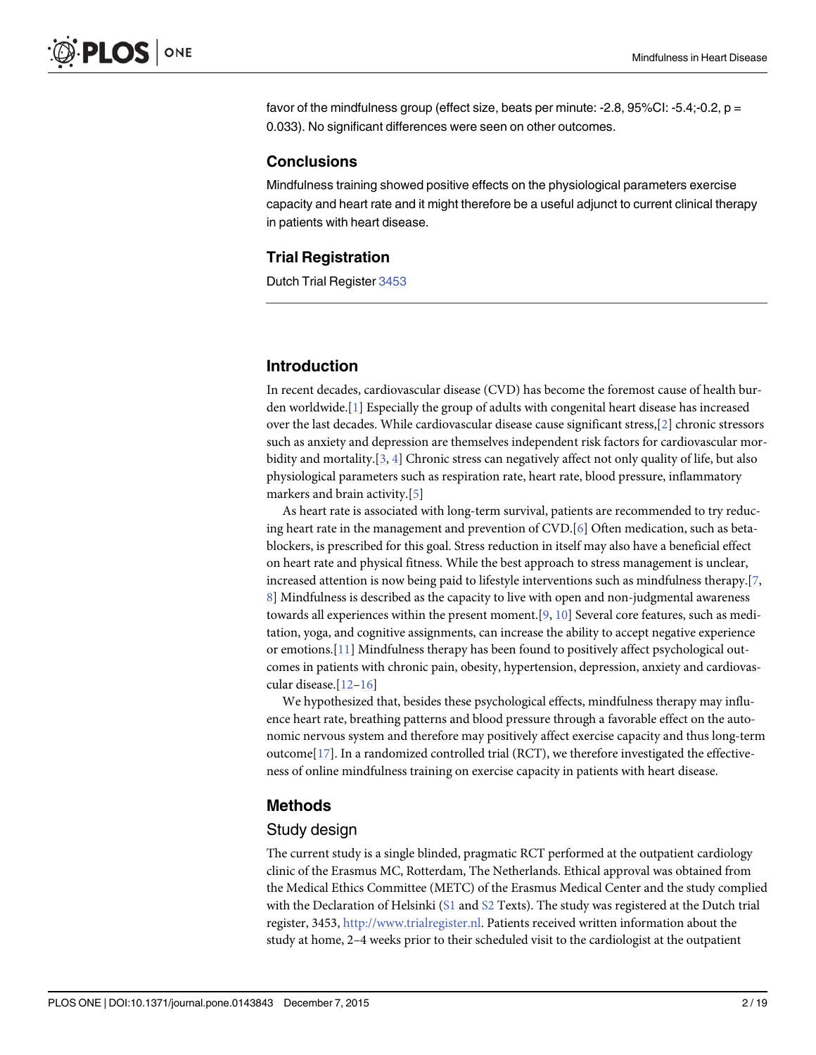favor of the mindfulness group (effect size, beats per minute: -2.8, 95%CI: -5.4;-0.2, p = 0.033). No significant differences were seen on other outcomes.

### Conclusions

Mindfulness training showed positive effects on the physiological parameters exercise capacity and heart rate and it might therefore be a useful adjunct to current clinical therapy in patients with heart disease.

### Trial Registration

Dutch Trial Register 3453

## Introduction

In recent decades, cardiovascular disease (CVD) has become the foremost cause of health burden worldwide.[1] Especially the group of adults with congenital heart disease has increased over the last decades. While cardiovascular disease cause significant stress,[2] chronic stressors such as anxiety and depression are themselves independent risk factors for cardiovascular morbidity and mortality.[3, 4] Chronic stress can negatively affect not only quality of life, but also physiological parameters such as respiration rate, heart rate, blood pressure, inflammatory markers and brain activity.[5]

As heart rate is associated with long-term survival, patients are recommended to try reducing heart rate in the management and prevention of CVD.[6] Often medication, such as beta-blockers, is prescribed for this goal. Stress reduction in itself may also have a beneficial effect on heart rate and physical fitness. While the best approach to stress management is unclear, increased attention is now being paid to lifestyle interventions such as mindfulness therapy.[7, 8] Mindfulness is described as the capacity to live with open and non-judgmental awareness towards all experiences within the present moment.[9, 10] Several core features, such as meditation, yoga, and cognitive assignments, can increase the ability to accept negative experience or emotions.[11] Mindfulness therapy has been found to positively affect psychological outcomes in patients with chronic pain, obesity, hypertension, depression, anxiety and cardiovascular disease.[12–16]

We hypothesized that, besides these psychological effects, mindfulness therapy may influence heart rate, breathing patterns and blood pressure through a favorable effect on the autonomic nervous system and therefore may positively affect exercise capacity and thus long-term outcome[17]. In a randomized controlled trial (RCT), we therefore investigated the effectiveness of online mindfulness training on exercise capacity in patients with heart disease.

## Methods

### Study design

The current study is a single blinded, pragmatic RCT performed at the outpatient cardiology clinic of the Erasmus MC, Rotterdam, The Netherlands. Ethical approval was obtained from the Medical Ethics Committee (METC) of the Erasmus Medical Center and the study complied with the Declaration of Helsinki (S1 and S2 Texts). The study was registered at the Dutch trial register, 3453, http://www.trialregister.nl. Patients received written information about the study at home, 2–4 weeks prior to their scheduled visit to the cardiologist at the outpatient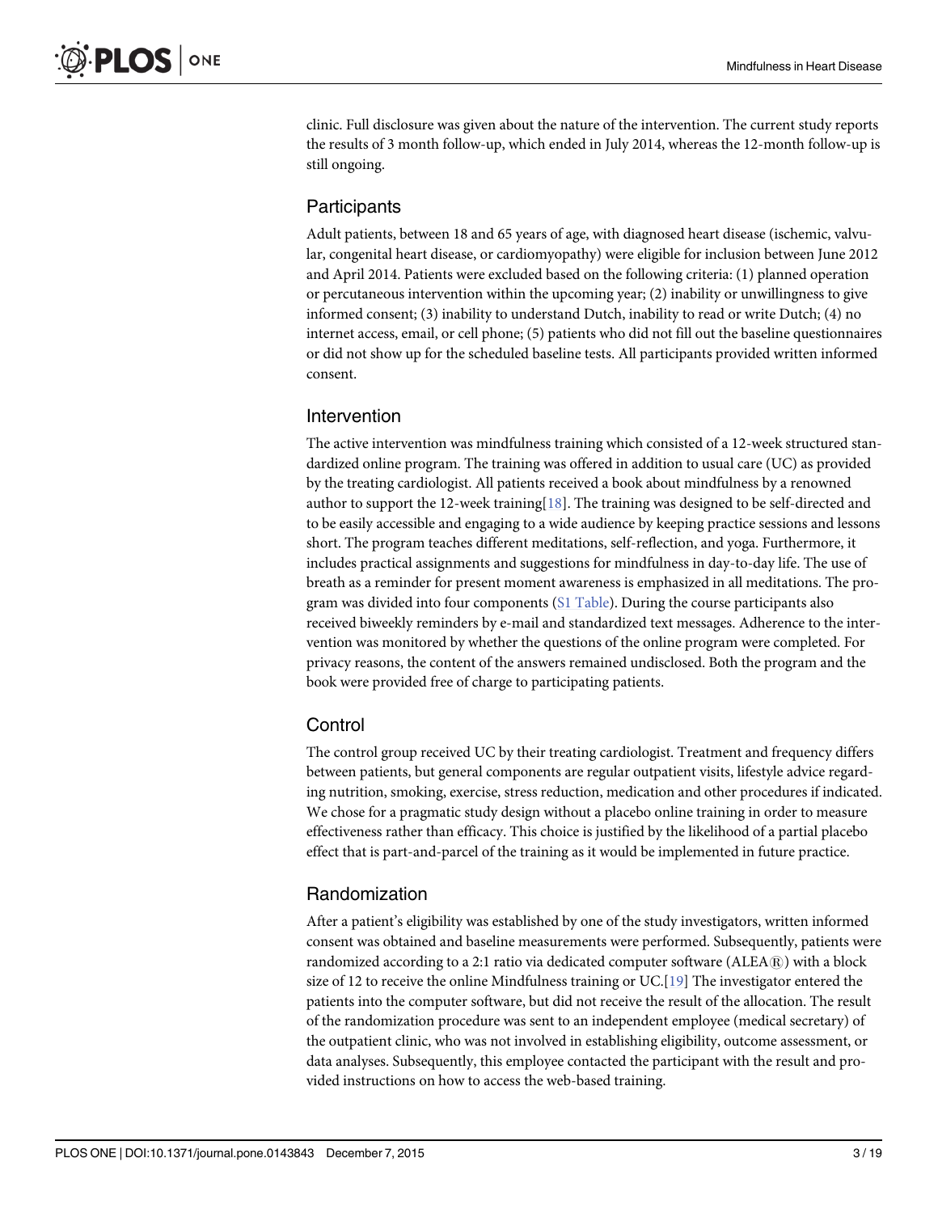clinic. Full disclosure was given about the nature of the intervention. The current study reports the results of 3 month follow-up, which ended in July 2014, whereas the 12-month follow-up is still ongoing.

## Participants

Adult patients, between 18 and 65 years of age, with diagnosed heart disease (ischemic, valvular, congenital heart disease, or cardiomyopathy) were eligible for inclusion between June 2012 and April 2014. Patients were excluded based on the following criteria: (1) planned operation or percutaneous intervention within the upcoming year; (2) inability or unwillingness to give informed consent; (3) inability to understand Dutch, inability to read or write Dutch; (4) no internet access, email, or cell phone; (5) patients who did not fill out the baseline questionnaires or did not show up for the scheduled baseline tests. All participants provided written informed consent.

## Intervention

The active intervention was mindfulness training which consisted of a 12-week structured standardized online program. The training was offered in addition to usual care (UC) as provided by the treating cardiologist. All patients received a book about mindfulness by a renowned author to support the 12-week training[18]. The training was designed to be self-directed and to be easily accessible and engaging to a wide audience by keeping practice sessions and lessons short. The program teaches different meditations, self-reflection, and yoga. Furthermore, it includes practical assignments and suggestions for mindfulness in day-to-day life. The use of breath as a reminder for present moment awareness is emphasized in all meditations. The program was divided into four components (S1 Table). During the course participants also received biweekly reminders by e-mail and standardized text messages. Adherence to the intervention was monitored by whether the questions of the online program were completed. For privacy reasons, the content of the answers remained undisclosed. Both the program and the book were provided free of charge to participating patients.

## Control

The control group received UC by their treating cardiologist. Treatment and frequency differs between patients, but general components are regular outpatient visits, lifestyle advice regarding nutrition, smoking, exercise, stress reduction, medication and other procedures if indicated. We chose for a pragmatic study design without a placebo online training in order to measure effectiveness rather than efficacy. This choice is justified by the likelihood of a partial placebo effect that is part-and-parcel of the training as it would be implemented in future practice.

## Randomization

After a patient's eligibility was established by one of the study investigators, written informed consent was obtained and baseline measurements were performed. Subsequently, patients were randomized according to a 2:1 ratio via dedicated computer software (ALEA®) with a block size of 12 to receive the online Mindfulness training or UC.[19] The investigator entered the patients into the computer software, but did not receive the result of the allocation. The result of the randomization procedure was sent to an independent employee (medical secretary) of the outpatient clinic, who was not involved in establishing eligibility, outcome assessment, or data analyses. Subsequently, this employee contacted the participant with the result and provided instructions on how to access the web-based training.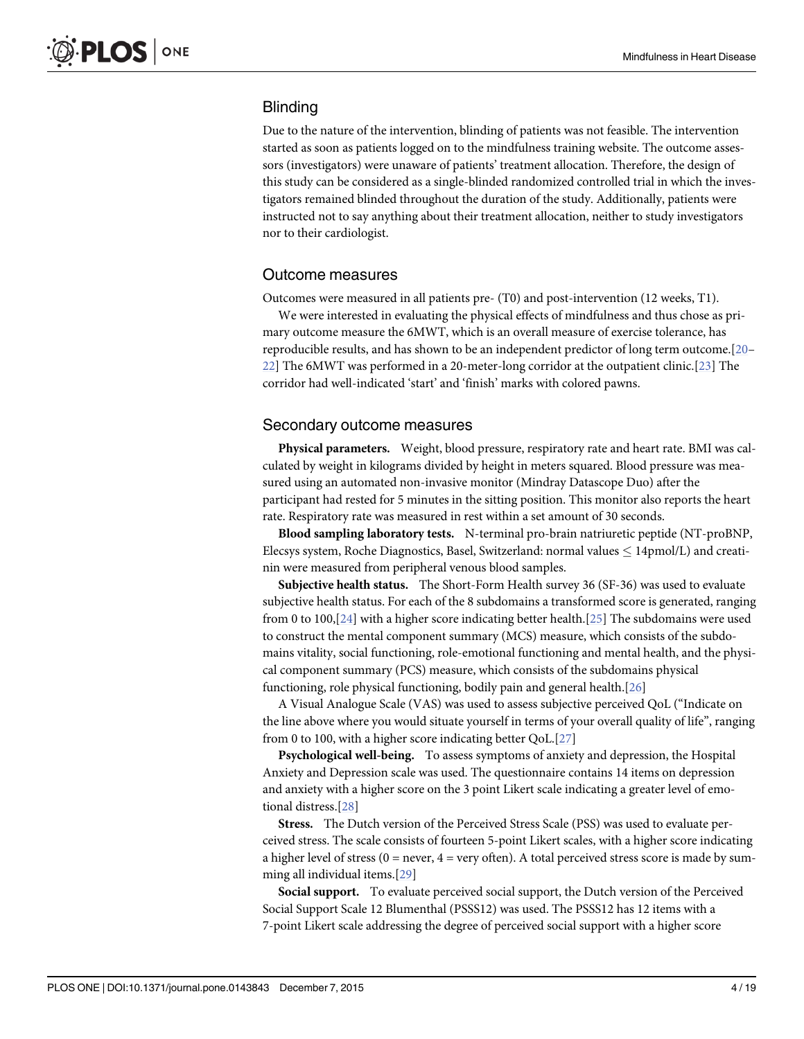## Blinding

Due to the nature of the intervention, blinding of patients was not feasible. The intervention started as soon as patients logged on to the mindfulness training website. The outcome assessors (investigators) were unaware of patients' treatment allocation. Therefore, the design of this study can be considered as a single-blinded randomized controlled trial in which the investigators remained blinded throughout the duration of the study. Additionally, patients were instructed not to say anything about their treatment allocation, neither to study investigators nor to their cardiologist.

## Outcome measures

Outcomes were measured in all patients pre- (T0) and post-intervention (12 weeks, T1).

We were interested in evaluating the physical effects of mindfulness and thus chose as primary outcome measure the 6MWT, which is an overall measure of exercise tolerance, has reproducible results, and has shown to be an independent predictor of long term outcome.[20–22] The 6MWT was performed in a 20-meter-long corridor at the outpatient clinic.[23] The corridor had well-indicated 'start' and 'finish' marks with colored pawns.

## Secondary outcome measures

**Physical parameters.** Weight, blood pressure, respiratory rate and heart rate. BMI was calculated by weight in kilograms divided by height in meters squared. Blood pressure was measured using an automated non-invasive monitor (Mindray Datascope Duo) after the participant had rested for 5 minutes in the sitting position. This monitor also reports the heart rate. Respiratory rate was measured in rest within a set amount of 30 seconds.

**Blood sampling laboratory tests.** N-terminal pro-brain natriuretic peptide (NT-proBNP, Elecsys system, Roche Diagnostics, Basel, Switzerland: normal values $\leq$ 14pmol/L) and creatinin were measured from peripheral venous blood samples.

**Subjective health status.** The Short-Form Health survey 36 (SF-36) was used to evaluate subjective health status. For each of the 8 subdomains a transformed score is generated, ranging from 0 to 100,[24] with a higher score indicating better health.[25] The subdomains were used to construct the mental component summary (MCS) measure, which consists of the subdomains vitality, social functioning, role-emotional functioning and mental health, and the physical component summary (PCS) measure, which consists of the subdomains physical functioning, role physical functioning, bodily pain and general health.[26]

A Visual Analogue Scale (VAS) was used to assess subjective perceived QoL ("Indicate on the line above where you would situate yourself in terms of your overall quality of life", ranging from 0 to 100, with a higher score indicating better QoL.[27]

**Psychological well-being.** To assess symptoms of anxiety and depression, the Hospital Anxiety and Depression scale was used. The questionnaire contains 14 items on depression and anxiety with a higher score on the 3 point Likert scale indicating a greater level of emotional distress.[28]

**Stress.** The Dutch version of the Perceived Stress Scale (PSS) was used to evaluate perceived stress. The scale consists of fourteen 5-point Likert scales, with a higher score indicating a higher level of stress (0 = never, 4 = very often). A total perceived stress score is made by summing all individual items.[29]

**Social support.** To evaluate perceived social support, the Dutch version of the Perceived Social Support Scale 12 Blumenthal (PSSS12) was used. The PSSS12 has 12 items with a 7-point Likert scale addressing the degree of perceived social support with a higher score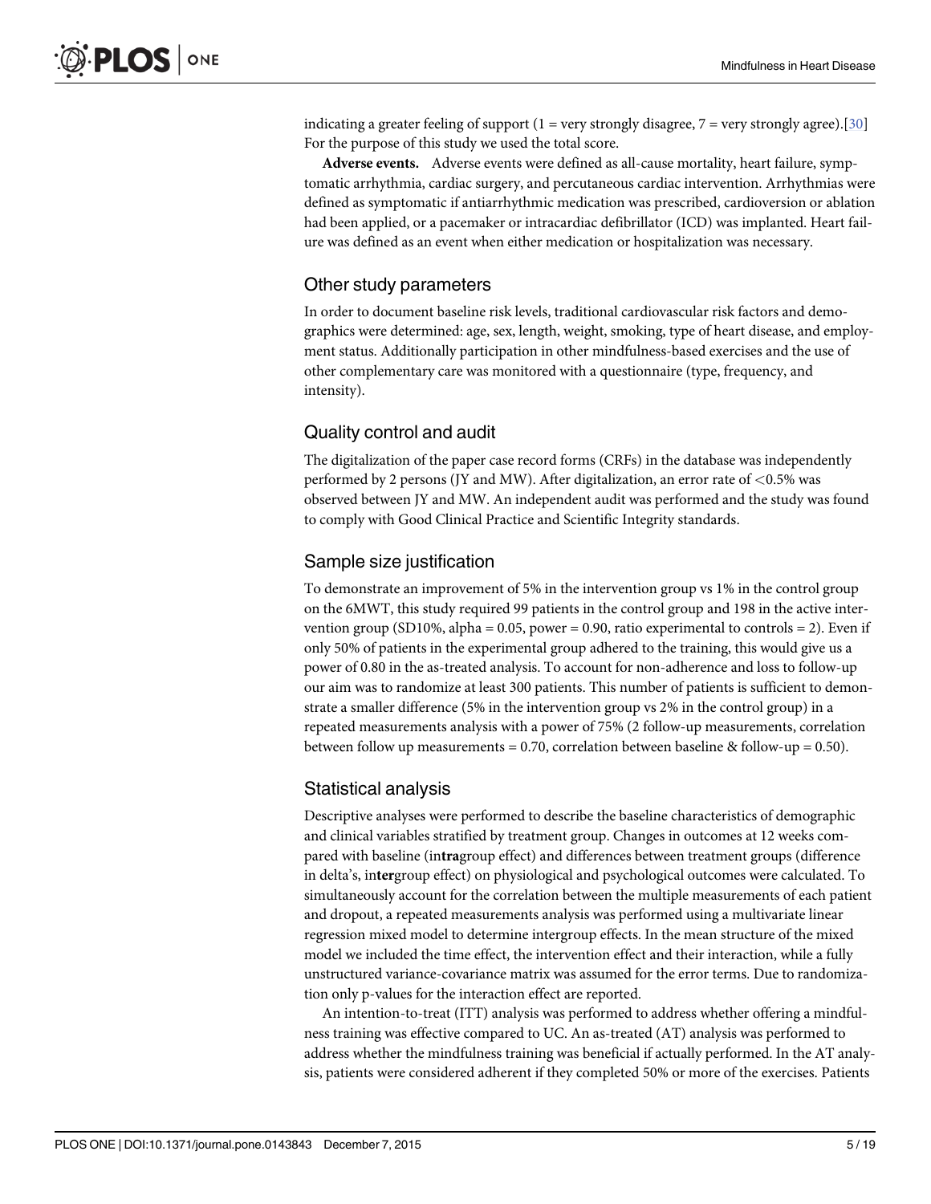indicating a greater feeling of support (1 = very strongly disagree, 7 = very strongly agree).[30] For the purpose of this study we used the total score.

**Adverse events.** Adverse events were defined as all-cause mortality, heart failure, symptomatic arrhythmia, cardiac surgery, and percutaneous cardiac intervention. Arrhythmias were defined as symptomatic if antiarrhythmic medication was prescribed, cardioversion or ablation had been applied, or a pacemaker or intracardiac defibrillator (ICD) was implanted. Heart failure was defined as an event when either medication or hospitalization was necessary.

## Other study parameters

In order to document baseline risk levels, traditional cardiovascular risk factors and demographics were determined: age, sex, length, weight, smoking, type of heart disease, and employment status. Additionally participation in other mindfulness-based exercises and the use of other complementary care was monitored with a questionnaire (type, frequency, and intensity).

## Quality control and audit

The digitalization of the paper case record forms (CRFs) in the database was independently performed by 2 persons (JY and MW). After digitalization, an error rate of <0.5% was observed between JY and MW. An independent audit was performed and the study was found to comply with Good Clinical Practice and Scientific Integrity standards.

## Sample size justification

To demonstrate an improvement of 5% in the intervention group vs 1% in the control group on the 6MWT, this study required 99 patients in the control group and 198 in the active intervention group (SD10%, alpha = 0.05, power = 0.90, ratio experimental to controls = 2). Even if only 50% of patients in the experimental group adhered to the training, this would give us a power of 0.80 in the as-treated analysis. To account for non-adherence and loss to follow-up our aim was to randomize at least 300 patients. This number of patients is sufficient to demonstrate a smaller difference (5% in the intervention group vs 2% in the control group) in a repeated measurements analysis with a power of 75% (2 follow-up measurements, correlation between follow up measurements = 0.70, correlation between baseline & follow-up = 0.50).

## Statistical analysis

Descriptive analyses were performed to describe the baseline characteristics of demographic and clinical variables stratified by treatment group. Changes in outcomes at 12 weeks compared with baseline (in**tra**group effect) and differences between treatment groups (difference in delta's, in**ter**group effect) on physiological and psychological outcomes were calculated. To simultaneously account for the correlation between the multiple measurements of each patient and dropout, a repeated measurements analysis was performed using a multivariate linear regression mixed model to determine intergroup effects. In the mean structure of the mixed model we included the time effect, the intervention effect and their interaction, while a fully unstructured variance-covariance matrix was assumed for the error terms. Due to randomization only p-values for the interaction effect are reported.

An intention-to-treat (ITT) analysis was performed to address whether offering a mindfulness training was effective compared to UC. An as-treated (AT) analysis was performed to address whether the mindfulness training was beneficial if actually performed. In the AT analysis, patients were considered adherent if they completed 50% or more of the exercises. Patients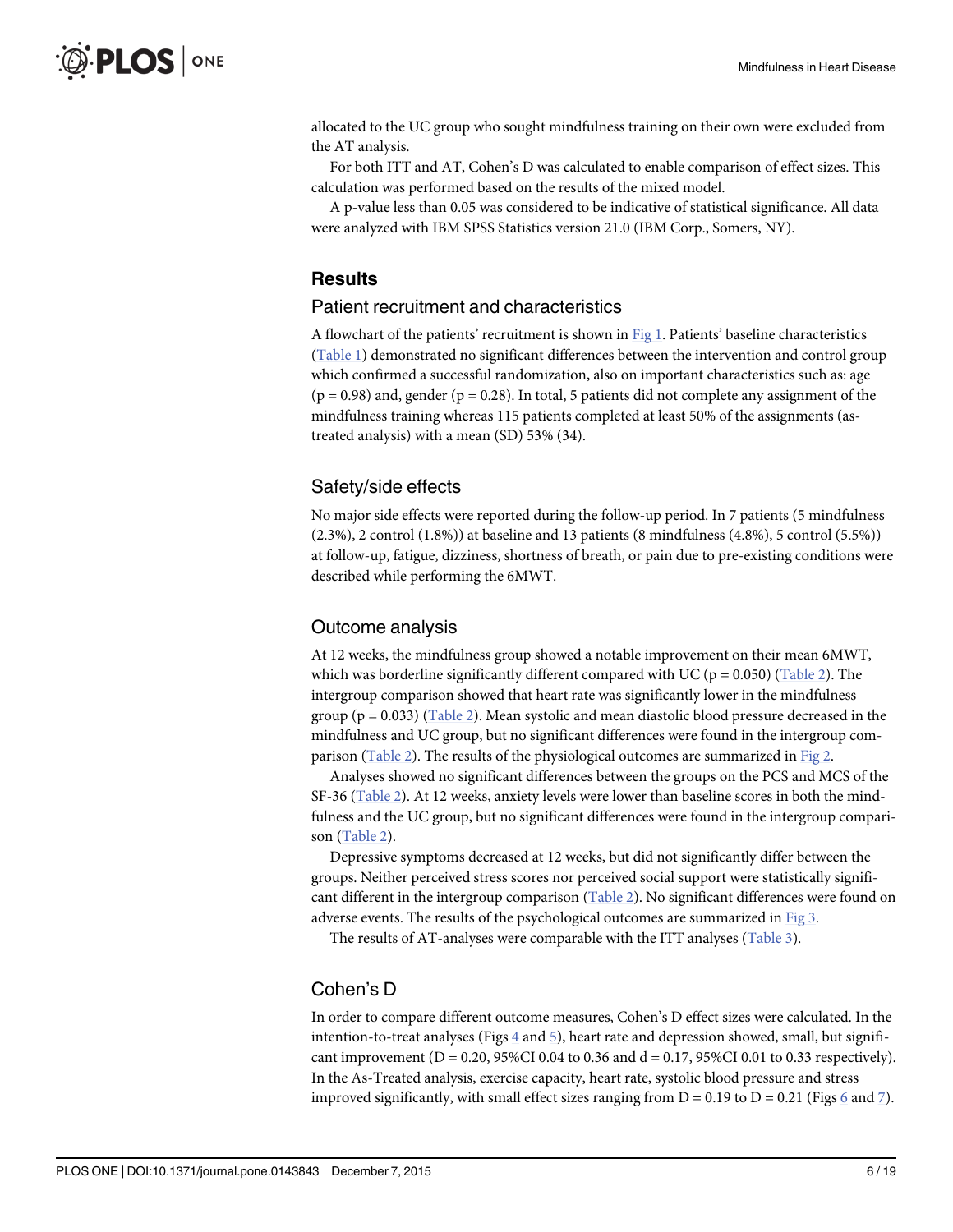allocated to the UC group who sought mindfulness training on their own were excluded from the AT analysis.

For both ITT and AT, Cohen's D was calculated to enable comparison of effect sizes. This calculation was performed based on the results of the mixed model.

A p-value less than 0.05 was considered to be indicative of statistical significance. All data were analyzed with IBM SPSS Statistics version 21.0 (IBM Corp., Somers, NY).

## Results

### Patient recruitment and characteristics

A flowchart of the patients' recruitment is shown in Fig 1. Patients' baseline characteristics (Table 1) demonstrated no significant differences between the intervention and control group which confirmed a successful randomization, also on important characteristics such as: age ($p = 0.98$) and, gender ($p = 0.28$). In total, 5 patients did not complete any assignment of the mindfulness training whereas 115 patients completed at least 50% of the assignments (as-treated analysis) with a mean (SD) 53% (34).

### Safety/side effects

No major side effects were reported during the follow-up period. In 7 patients (5 mindfulness (2.3%), 2 control (1.8%)) at baseline and 13 patients (8 mindfulness (4.8%), 5 control (5.5%)) at follow-up, fatigue, dizziness, shortness of breath, or pain due to pre-existing conditions were described while performing the 6MWT.

### Outcome analysis

At 12 weeks, the mindfulness group showed a notable improvement on their mean 6MWT, which was borderline significantly different compared with UC ($p = 0.050$) (Table 2). The intergroup comparison showed that heart rate was significantly lower in the mindfulness group ($p = 0.033$) (Table 2). Mean systolic and mean diastolic blood pressure decreased in the mindfulness and UC group, but no significant differences were found in the intergroup comparison (Table 2). The results of the physiological outcomes are summarized in Fig 2.

Analyses showed no significant differences between the groups on the PCS and MCS of the SF-36 (Table 2). At 12 weeks, anxiety levels were lower than baseline scores in both the mindfulness and the UC group, but no significant differences were found in the intergroup comparison (Table 2).

Depressive symptoms decreased at 12 weeks, but did not significantly differ between the groups. Neither perceived stress scores nor perceived social support were statistically significant different in the intergroup comparison (Table 2). No significant differences were found on adverse events. The results of the psychological outcomes are summarized in Fig 3.

The results of AT-analyses were comparable with the ITT analyses (Table 3).

### Cohen's D

In order to compare different outcome measures, Cohen's D effect sizes were calculated. In the intention-to-treat analyses (Figs 4 and 5), heart rate and depression showed, small, but significant improvement ($D = 0.20$, 95%CI 0.04 to 0.36 and $d = 0.17$, 95%CI 0.01 to 0.33 respectively). In the As-Treated analysis, exercise capacity, heart rate, systolic blood pressure and stress improved significantly, with small effect sizes ranging from $D = 0.19$ to $D = 0.21$ (Figs 6 and 7).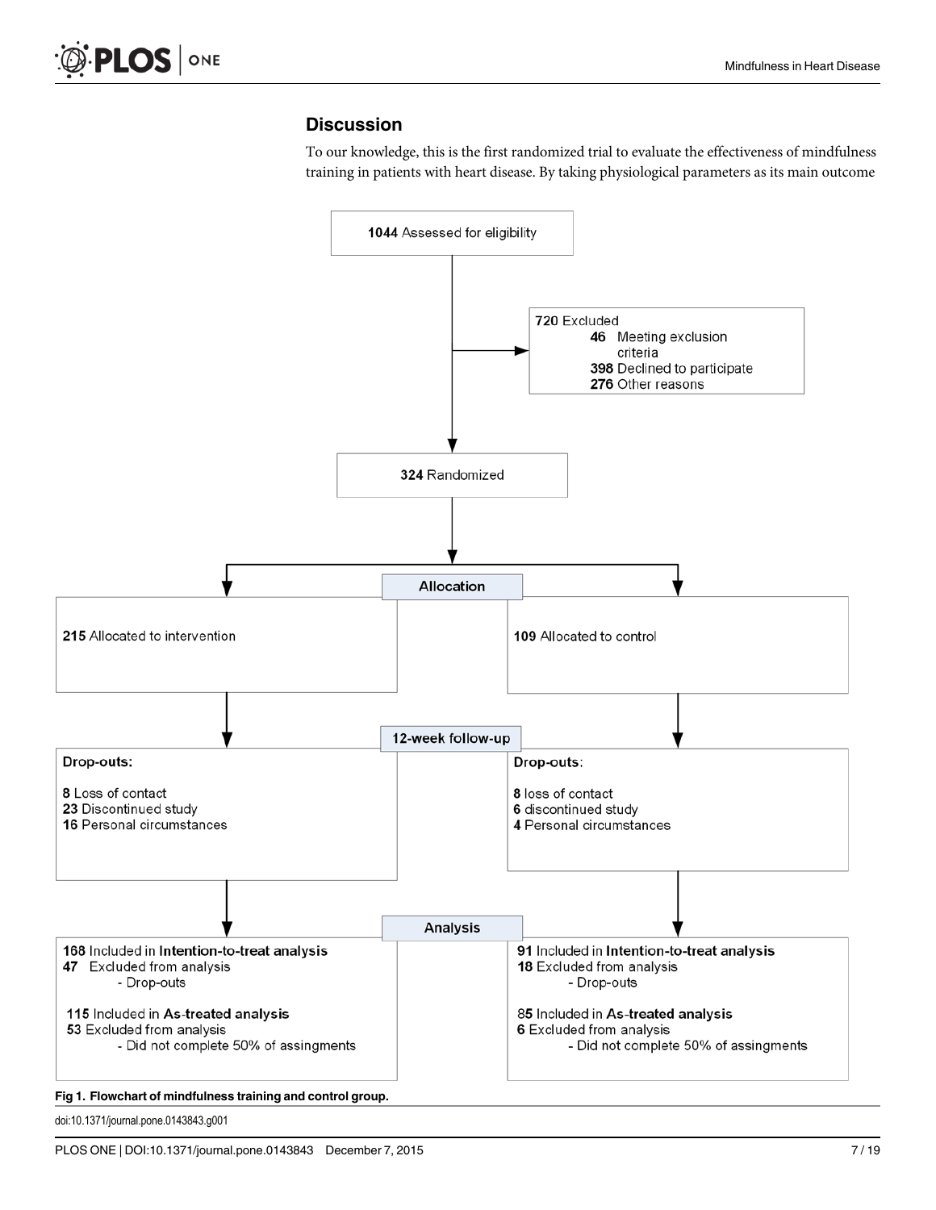## Discussion

To our knowledge, this is the first randomized trial to evaluate the effectiveness of mindfulness training in patients with heart disease. By taking physiological parameters as its main outcome

**1044** Assessed for eligibility

720 Excluded
- **46** Meeting exclusion criteria
- **398** Declined to participate
- **276** Other reasons

**324** Randomized

**Allocation**

| Intervention | Control |
|---|---|
| **215** Allocated to intervention | **109** Allocated to control |

**12-week follow-up**

| Intervention | Control |
|---|---|
| **Drop-outs:** | **Drop-outs:** |
| **8** Loss of contact | **8** loss of contact |
| **23** Discontinued study | **6** discontinued study |
| **16** Personal circumstances | **4** Personal circumstances |

**Analysis**

| Intervention | Control |
|---|---|
| **168** Included in **Intention-to-treat analysis** | **91** Included in **Intention-to-treat analysis** |
| **47** Excluded from analysis - Drop-outs | **18** Excluded from analysis - Drop-outs |
| **115** Included in **As-treated analysis** | **85** Included in **As-treated analysis** |
| **53** Excluded from analysis - Did not complete 50% of assingments | **6** Excluded from analysis - Did not complete 50% of assingments |

**Fig 1. Flowchart of mindfulness training and control group.**

doi:10.1371/journal.pone.0143843.g001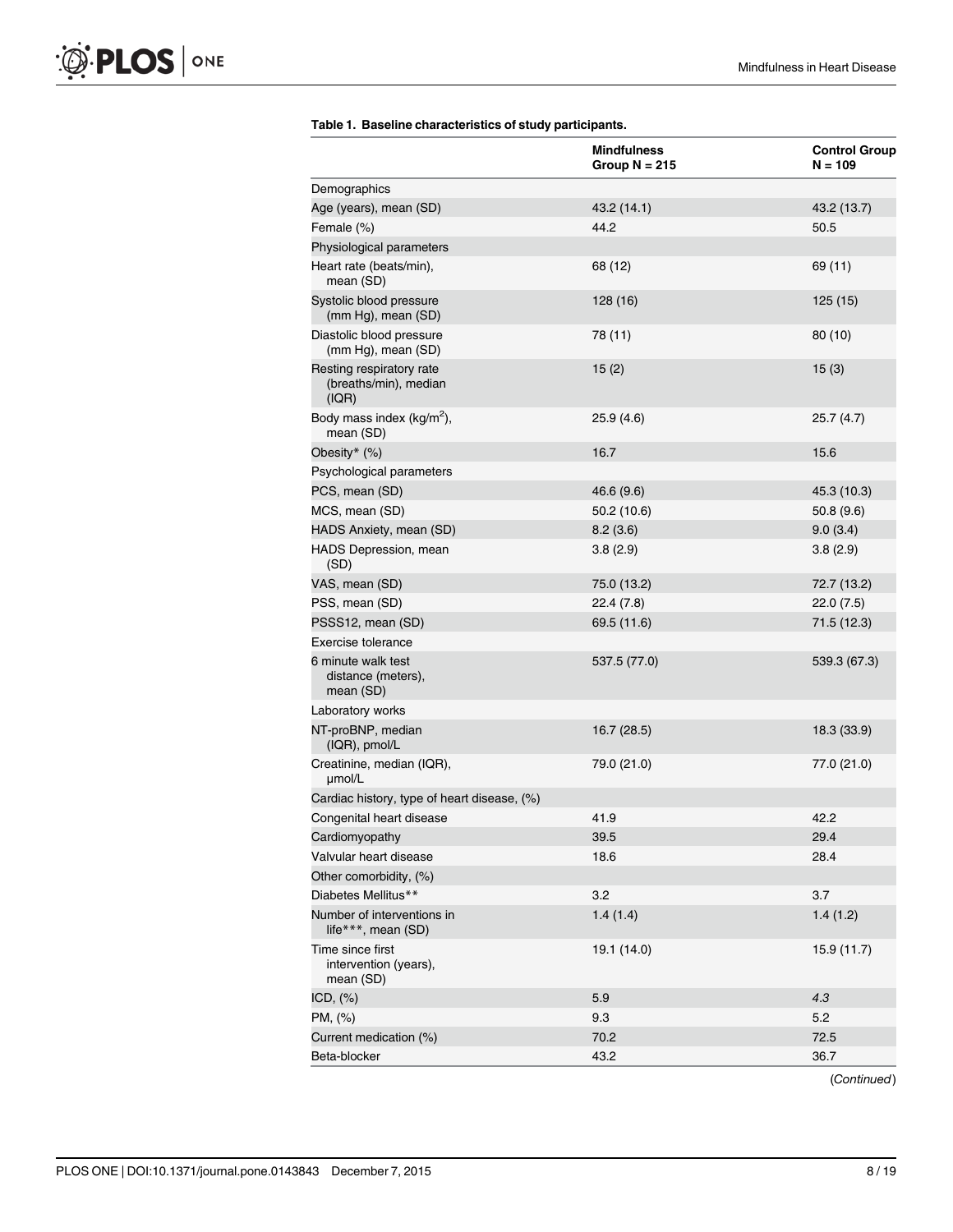**Table 1. Baseline characteristics of study participants.**

| | Mindfulness Group N = 215 | Control Group N = 109 |
|---|---|---|
| Demographics | | |
| Age (years), mean (SD) | 43.2 (14.1) | 43.2 (13.7) |
| Female (%) | 44.2 | 50.5 |
| Physiological parameters | | |
| Heart rate (beats/min), mean (SD) | 68 (12) | 69 (11) |
| Systolic blood pressure (mm Hg), mean (SD) | 128 (16) | 125 (15) |
| Diastolic blood pressure (mm Hg), mean (SD) | 78 (11) | 80 (10) |
| Resting respiratory rate (breaths/min), median (IQR) | 15 (2) | 15 (3) |
| Body mass index (kg/m$^2$), mean (SD) | 25.9 (4.6) | 25.7 (4.7) |
| Obesity* (%) | 16.7 | 15.6 |
| Psychological parameters | | |
| PCS, mean (SD) | 46.6 (9.6) | 45.3 (10.3) |
| MCS, mean (SD) | 50.2 (10.6) | 50.8 (9.6) |
| HADS Anxiety, mean (SD) | 8.2 (3.6) | 9.0 (3.4) |
| HADS Depression, mean (SD) | 3.8 (2.9) | 3.8 (2.9) |
| VAS, mean (SD) | 75.0 (13.2) | 72.7 (13.2) |
| PSS, mean (SD) | 22.4 (7.8) | 22.0 (7.5) |
| PSSS12, mean (SD) | 69.5 (11.6) | 71.5 (12.3) |
| Exercise tolerance | | |
| 6 minute walk test distance (meters), mean (SD) | 537.5 (77.0) | 539.3 (67.3) |
| Laboratory works | | |
| NT-proBNP, median (IQR), pmol/L | 16.7 (28.5) | 18.3 (33.9) |
| Creatinine, median (IQR), μmol/L | 79.0 (21.0) | 77.0 (21.0) |
| Cardiac history, type of heart disease, (%) | | |
| Congenital heart disease | 41.9 | 42.2 |
| Cardiomyopathy | 39.5 | 29.4 |
| Valvular heart disease | 18.6 | 28.4 |
| Other comorbidity, (%) | | |
| Diabetes Mellitus** | 3.2 | 3.7 |
| Number of interventions in life***, mean (SD) | 1.4 (1.4) | 1.4 (1.2) |
| Time since first intervention (years), mean (SD) | 19.1 (14.0) | 15.9 (11.7) |
| ICD, (%) | 5.9 | *4.3* |
| PM, (%) | 9.3 | 5.2 |
| Current medication (%) | 70.2 | 72.5 |
| Beta-blocker | 43.2 | 36.7 |

(*Continued*)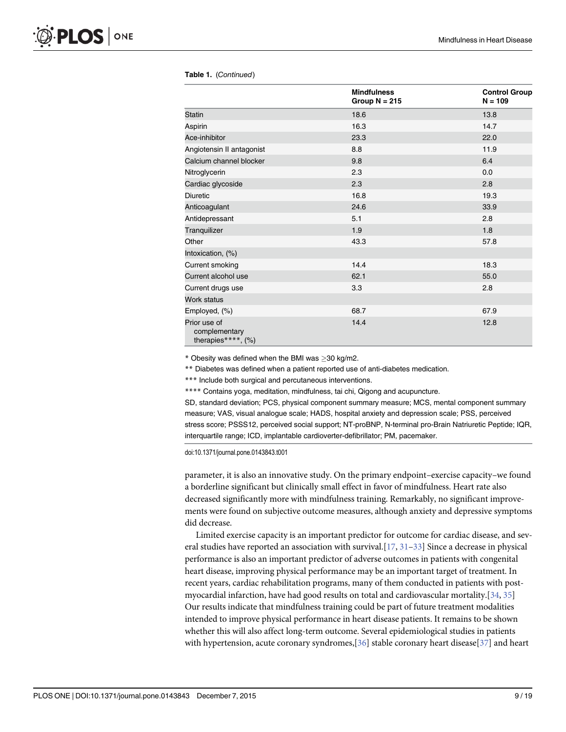**Table 1.** (*Continued*)

| | Mindfulness Group N = 215 | Control Group N = 109 |
|---|---|---|
| Statin | 18.6 | 13.8 |
| Aspirin | 16.3 | 14.7 |
| Ace-inhibitor | 23.3 | 22.0 |
| Angiotensin II antagonist | 8.8 | 11.9 |
| Calcium channel blocker | 9.8 | 6.4 |
| Nitroglycerin | 2.3 | 0.0 |
| Cardiac glycoside | 2.3 | 2.8 |
| Diuretic | 16.8 | 19.3 |
| Anticoagulant | 24.6 | 33.9 |
| Antidepressant | 5.1 | 2.8 |
| Tranquilizer | 1.9 | 1.8 |
| Other | 43.3 | 57.8 |
| Intoxication, (%) | | |
| Current smoking | 14.4 | 18.3 |
| Current alcohol use | 62.1 | 55.0 |
| Current drugs use | 3.3 | 2.8 |
| Work status | | |
| Employed, (%) | 68.7 | 67.9 |
| Prior use of complementary therapies****, (%) | 14.4 | 12.8 |

* Obesity was defined when the BMI was ≥30 kg/m2.

** Diabetes was defined when a patient reported use of anti-diabetes medication.

*** Include both surgical and percutaneous interventions.

**** Contains yoga, meditation, mindfulness, tai chi, Qigong and acupuncture.

SD, standard deviation; PCS, physical component summary measure; MCS, mental component summary measure; VAS, visual analogue scale; HADS, hospital anxiety and depression scale; PSS, perceived stress score; PSSS12, perceived social support; NT-proBNP, N-terminal pro-Brain Natriuretic Peptide; IQR, interquartile range; ICD, implantable cardioverter-defibrillator; PM, pacemaker.

doi:10.1371/journal.pone.0143843.t001

parameter, it is also an innovative study. On the primary endpoint–exercise capacity–we found a borderline significant but clinically small effect in favor of mindfulness. Heart rate also decreased significantly more with mindfulness training. Remarkably, no significant improvements were found on subjective outcome measures, although anxiety and depressive symptoms did decrease.

Limited exercise capacity is an important predictor for outcome for cardiac disease, and several studies have reported an association with survival.[17, 31–33] Since a decrease in physical performance is also an important predictor of adverse outcomes in patients with congenital heart disease, improving physical performance may be an important target of treatment. In recent years, cardiac rehabilitation programs, many of them conducted in patients with post-myocardial infarction, have had good results on total and cardiovascular mortality.[34, 35] Our results indicate that mindfulness training could be part of future treatment modalities intended to improve physical performance in heart disease patients. It remains to be shown whether this will also affect long-term outcome. Several epidemiological studies in patients with hypertension, acute coronary syndromes,[36] stable coronary heart disease[37] and heart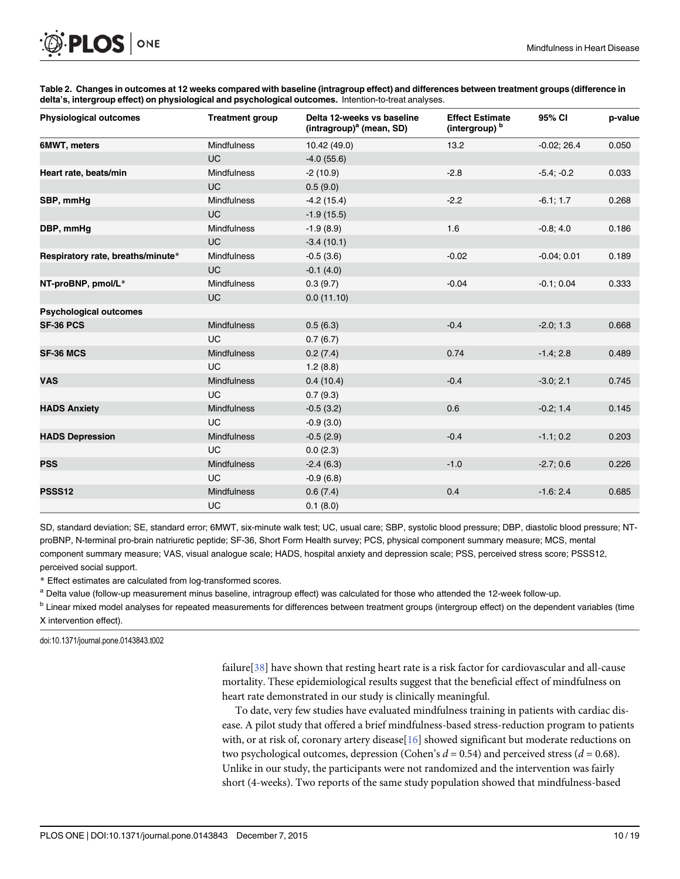**Table 2. Changes in outcomes at 12 weeks compared with baseline (intragroup effect) and differences between treatment groups (difference in delta's, intergroup effect) on physiological and psychological outcomes.** Intention-to-treat analyses.

| Physiological outcomes | Treatment group | Delta 12-weeks vs baseline (intragroup)[a] (mean, SD) | Effect Estimate (intergroup) [b] | 95% CI | p-value |
|---|---|---|---|---|---|
| **6MWT, meters** | Mindfulness | 10.42 (49.0) | 13.2 | -0.02; 26.4 | 0.050 |
| | UC | -4.0 (55.6) | | | |
| **Heart rate, beats/min** | Mindfulness | -2 (10.9) | -2.8 | -5.4; -0.2 | 0.033 |
| | UC | 0.5 (9.0) | | | |
| **SBP, mmHg** | Mindfulness | -4.2 (15.4) | -2.2 | -6.1; 1.7 | 0.268 |
| | UC | -1.9 (15.5) | | | |
| **DBP, mmHg** | Mindfulness | -1.9 (8.9) | 1.6 | -0.8; 4.0 | 0.186 |
| | UC | -3.4 (10.1) | | | |
| **Respiratory rate, breaths/minute*** | Mindfulness | -0.5 (3.6) | -0.02 | -0.04; 0.01 | 0.189 |
| | UC | -0.1 (4.0) | | | |
| **NT-proBNP, pmol/L*** | Mindfulness | 0.3 (9.7) | -0.04 | -0.1; 0.04 | 0.333 |
| | UC | 0.0 (11.10) | | | |
| **Psychological outcomes** | | | | | |
| **SF-36 PCS** | Mindfulness | 0.5 (6.3) | -0.4 | -2.0; 1.3 | 0.668 |
| | UC | 0.7 (6.7) | | | |
| **SF-36 MCS** | Mindfulness | 0.2 (7.4) | 0.74 | -1.4; 2.8 | 0.489 |
| | UC | 1.2 (8.8) | | | |
| **VAS** | Mindfulness | 0.4 (10.4) | -0.4 | -3.0; 2.1 | 0.745 |
| | UC | 0.7 (9.3) | | | |
| **HADS Anxiety** | Mindfulness | -0.5 (3.2) | 0.6 | -0.2; 1.4 | 0.145 |
| | UC | -0.9 (3.0) | | | |
| **HADS Depression** | Mindfulness | -0.5 (2.9) | -0.4 | -1.1; 0.2 | 0.203 |
| | UC | 0.0 (2.3) | | | |
| **PSS** | Mindfulness | -2.4 (6.3) | -1.0 | -2.7; 0.6 | 0.226 |
| | UC | -0.9 (6.8) | | | |
| **PSSS12** | Mindfulness | 0.6 (7.4) | 0.4 | -1.6: 2.4 | 0.685 |
| | UC | 0.1 (8.0) | | | |

SD, standard deviation; SE, standard error; 6MWT, six-minute walk test; UC, usual care; SBP, systolic blood pressure; DBP, diastolic blood pressure; NT-proBNP, N-terminal pro-brain natriuretic peptide; SF-36, Short Form Health survey; PCS, physical component summary measure; MCS, mental component summary measure; VAS, visual analogue scale; HADS, hospital anxiety and depression scale; PSS, perceived stress score; PSSS12, perceived social support.

* Effect estimates are calculated from log-transformed scores.

[a] Delta value (follow-up measurement minus baseline, intragroup effect) was calculated for those who attended the 12-week follow-up.

[b] Linear mixed model analyses for repeated measurements for differences between treatment groups (intergroup effect) on the dependent variables (time X intervention effect).

doi:10.1371/journal.pone.0143843.t002

failure[38] have shown that resting heart rate is a risk factor for cardiovascular and all-cause mortality. These epidemiological results suggest that the beneficial effect of mindfulness on heart rate demonstrated in our study is clinically meaningful.

To date, very few studies have evaluated mindfulness training in patients with cardiac disease. A pilot study that offered a brief mindfulness-based stress-reduction program to patients with, or at risk of, coronary artery disease[16] showed significant but moderate reductions on two psychological outcomes, depression (Cohen's $d = 0.54$) and perceived stress ($d = 0.68$). Unlike in our study, the participants were not randomized and the intervention was fairly short (4-weeks). Two reports of the same study population showed that mindfulness-based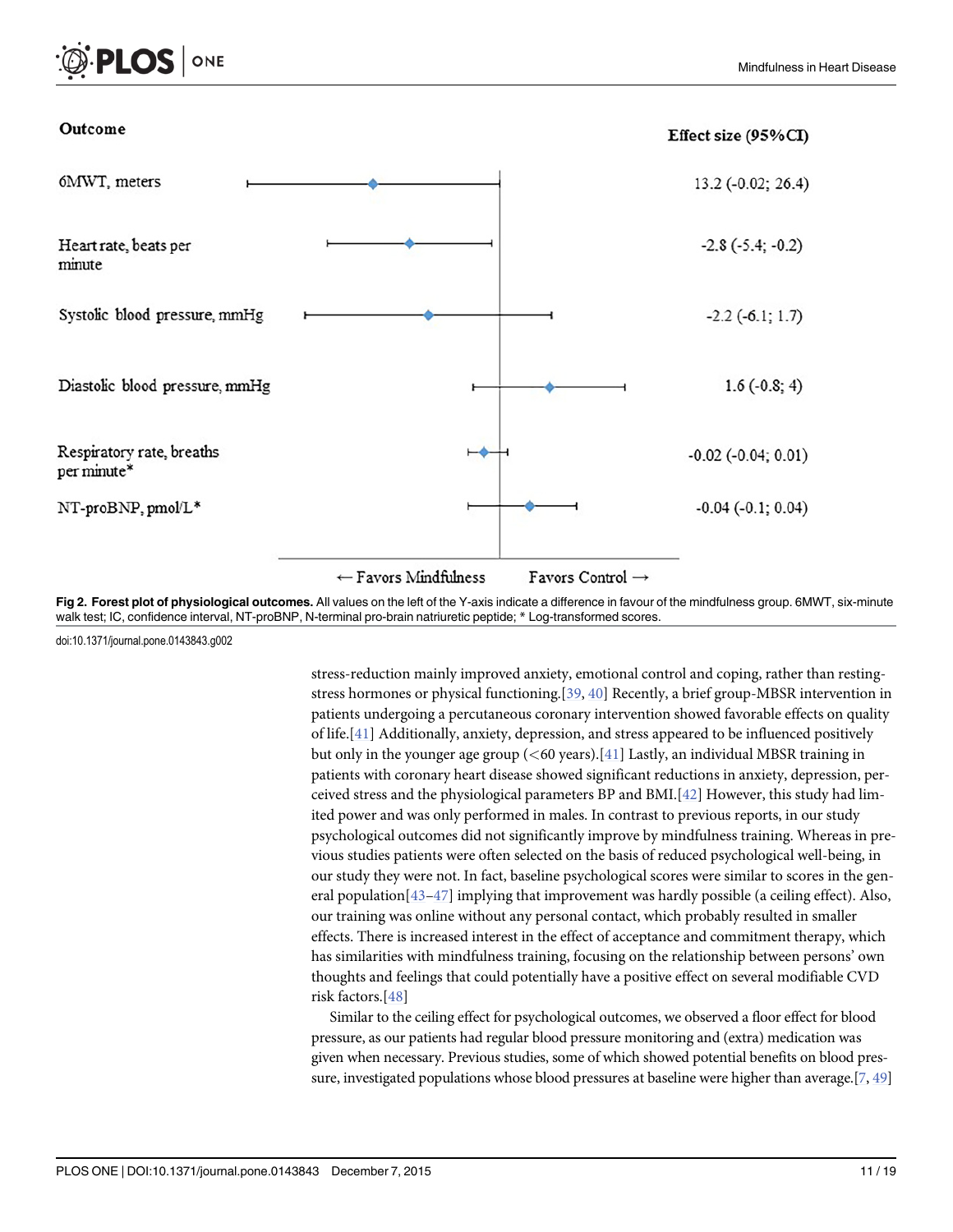| Outcome | Effect size (95%CI) |
| --- | --- |
| 6MWT, meters | 13.2 (-0.02; 26.4) |
| Heart rate, beats per minute | -2.8 (-5.4; -0.2) |
| Systolic blood pressure, mmHg | -2.2 (-6.1; 1.7) |
| Diastolic blood pressure, mmHg | 1.6 (-0.8; 4) |
| Respiratory rate, breaths per minute* | -0.02 (-0.04; 0.01) |
| NT-proBNP, pmol/L* | -0.04 (-0.1; 0.04) |

← Favors Mindfulness    Favors Control →

**Fig 2. Forest plot of physiological outcomes.** All values on the left of the Y-axis indicate a difference in favour of the mindfulness group. 6MWT, six-minute walk test; IC, confidence interval, NT-proBNP, N-terminal pro-brain natriuretic peptide; * Log-transformed scores.

doi:10.1371/journal.pone.0143843.g002

stress-reduction mainly improved anxiety, emotional control and coping, rather than resting-stress hormones or physical functioning.[39, 40] Recently, a brief group-MBSR intervention in patients undergoing a percutaneous coronary intervention showed favorable effects on quality of life.[41] Additionally, anxiety, depression, and stress appeared to be influenced positively but only in the younger age group (<60 years).[41] Lastly, an individual MBSR training in patients with coronary heart disease showed significant reductions in anxiety, depression, perceived stress and the physiological parameters BP and BMI.[42] However, this study had limited power and was only performed in males. In contrast to previous reports, in our study psychological outcomes did not significantly improve by mindfulness training. Whereas in previous studies patients were often selected on the basis of reduced psychological well-being, in our study they were not. In fact, baseline psychological scores were similar to scores in the general population[43–47] implying that improvement was hardly possible (a ceiling effect). Also, our training was online without any personal contact, which probably resulted in smaller effects. There is increased interest in the effect of acceptance and commitment therapy, which has similarities with mindfulness training, focusing on the relationship between persons' own thoughts and feelings that could potentially have a positive effect on several modifiable CVD risk factors.[48]

Similar to the ceiling effect for psychological outcomes, we observed a floor effect for blood pressure, as our patients had regular blood pressure monitoring and (extra) medication was given when necessary. Previous studies, some of which showed potential benefits on blood pressure, investigated populations whose blood pressures at baseline were higher than average.[7, 49]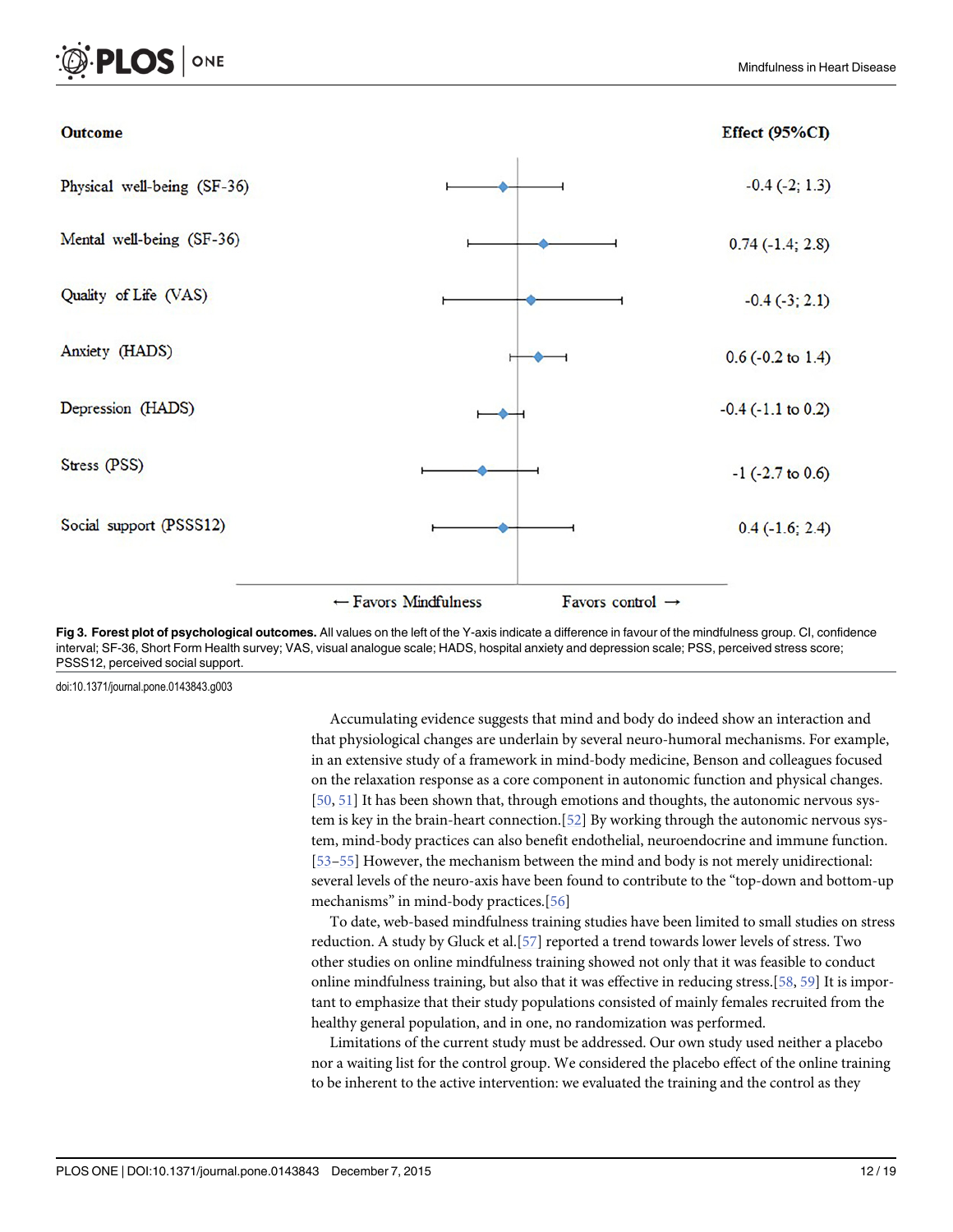| Outcome | Effect (95%CI) |
|---|---|
| Physical well-being (SF-36) | -0.4 (-2; 1.3) |
| Mental well-being (SF-36) | 0.74 (-1.4; 2.8) |
| Quality of Life (VAS) | -0.4 (-3; 2.1) |
| Anxiety (HADS) | 0.6 (-0.2 to 1.4) |
| Depression (HADS) | -0.4 (-1.1 to 0.2) |
| Stress (PSS) | -1 (-2.7 to 0.6) |
| Social support (PSSS12) | 0.4 (-1.6; 2.4) |

← Favors Mindfulness          Favors control →

**Fig 3. Forest plot of psychological outcomes.** All values on the left of the Y-axis indicate a difference in favour of the mindfulness group. CI, confidence interval; SF-36, Short Form Health survey; VAS, visual analogue scale; HADS, hospital anxiety and depression scale; PSS, perceived stress score; PSSS12, perceived social support.

doi:10.1371/journal.pone.0143843.g003

Accumulating evidence suggests that mind and body do indeed show an interaction and that physiological changes are underlain by several neuro-humoral mechanisms. For example, in an extensive study of a framework in mind-body medicine, Benson and colleagues focused on the relaxation response as a core component in autonomic function and physical changes. [50, 51] It has been shown that, through emotions and thoughts, the autonomic nervous system is key in the brain-heart connection.[52] By working through the autonomic nervous system, mind-body practices can also benefit endothelial, neuroendocrine and immune function. [53–55] However, the mechanism between the mind and body is not merely unidirectional: several levels of the neuro-axis have been found to contribute to the "top-down and bottom-up mechanisms" in mind-body practices.[56]

To date, web-based mindfulness training studies have been limited to small studies on stress reduction. A study by Gluck et al.[57] reported a trend towards lower levels of stress. Two other studies on online mindfulness training showed not only that it was feasible to conduct online mindfulness training, but also that it was effective in reducing stress.[58, 59] It is important to emphasize that their study populations consisted of mainly females recruited from the healthy general population, and in one, no randomization was performed.

Limitations of the current study must be addressed. Our own study used neither a placebo nor a waiting list for the control group. We considered the placebo effect of the online training to be inherent to the active intervention: we evaluated the training and the control as they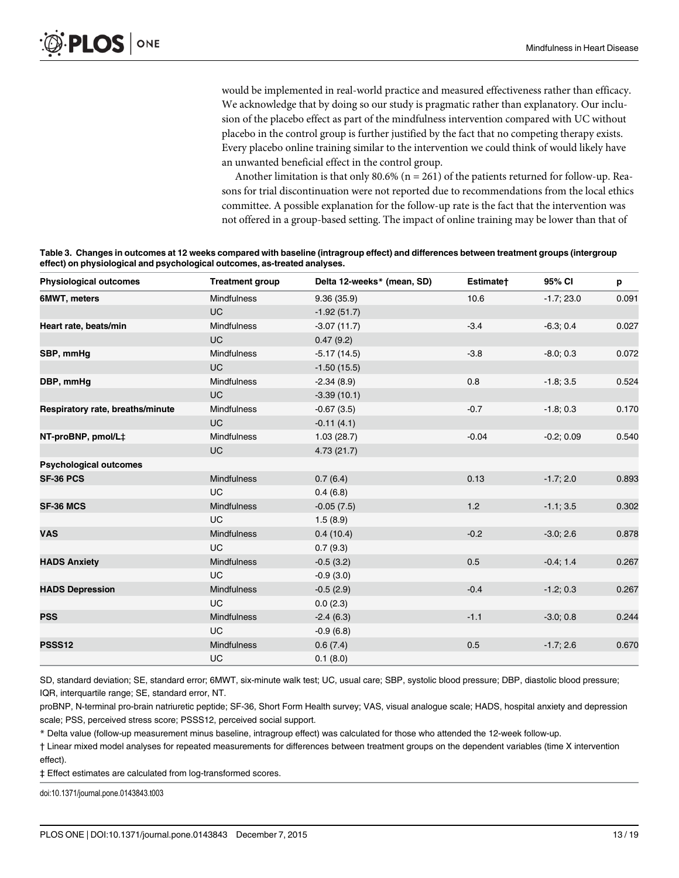would be implemented in real-world practice and measured effectiveness rather than efficacy. We acknowledge that by doing so our study is pragmatic rather than explanatory. Our inclusion of the placebo effect as part of the mindfulness intervention compared with UC without placebo in the control group is further justified by the fact that no competing therapy exists. Every placebo online training similar to the intervention we could think of would likely have an unwanted beneficial effect in the control group.

Another limitation is that only 80.6% (n = 261) of the patients returned for follow-up. Reasons for trial discontinuation were not reported due to recommendations from the local ethics committee. A possible explanation for the follow-up rate is the fact that the intervention was not offered in a group-based setting. The impact of online training may be lower than that of

**Table 3. Changes in outcomes at 12 weeks compared with baseline (intragroup effect) and differences between treatment groups (intergroup effect) on physiological and psychological outcomes, as-treated analyses.**

| Physiological outcomes | Treatment group | Delta 12-weeks* (mean, SD) | Estimate† | 95% CI | p |
|---|---|---|---|---|---|
| **6MWT, meters** | Mindfulness | 9.36 (35.9) | 10.6 | -1.7; 23.0 | 0.091 |
| | UC | -1.92 (51.7) | | | |
| **Heart rate, beats/min** | Mindfulness | -3.07 (11.7) | -3.4 | -6.3; 0.4 | 0.027 |
| | UC | 0.47 (9.2) | | | |
| **SBP, mmHg** | Mindfulness | -5.17 (14.5) | -3.8 | -8.0; 0.3 | 0.072 |
| | UC | -1.50 (15.5) | | | |
| **DBP, mmHg** | Mindfulness | -2.34 (8.9) | 0.8 | -1.8; 3.5 | 0.524 |
| | UC | -3.39 (10.1) | | | |
| **Respiratory rate, breaths/minute** | Mindfulness | -0.67 (3.5) | -0.7 | -1.8; 0.3 | 0.170 |
| | UC | -0.11 (4.1) | | | |
| **NT-proBNP, pmol/L‡** | Mindfulness | 1.03 (28.7) | -0.04 | -0.2; 0.09 | 0.540 |
| | UC | 4.73 (21.7) | | | |
| **Psychological outcomes** | | | | | |
| **SF-36 PCS** | Mindfulness | 0.7 (6.4) | 0.13 | -1.7; 2.0 | 0.893 |
| | UC | 0.4 (6.8) | | | |
| **SF-36 MCS** | Mindfulness | -0.05 (7.5) | 1.2 | -1.1; 3.5 | 0.302 |
| | UC | 1.5 (8.9) | | | |
| **VAS** | Mindfulness | 0.4 (10.4) | -0.2 | -3.0; 2.6 | 0.878 |
| | UC | 0.7 (9.3) | | | |
| **HADS Anxiety** | Mindfulness | -0.5 (3.2) | 0.5 | -0.4; 1.4 | 0.267 |
| | UC | -0.9 (3.0) | | | |
| **HADS Depression** | Mindfulness | -0.5 (2.9) | -0.4 | -1.2; 0.3 | 0.267 |
| | UC | 0.0 (2.3) | | | |
| **PSS** | Mindfulness | -2.4 (6.3) | -1.1 | -3.0; 0.8 | 0.244 |
| | UC | -0.9 (6.8) | | | |
| **PSSS12** | Mindfulness | 0.6 (7.4) | 0.5 | -1.7; 2.6 | 0.670 |
| | UC | 0.1 (8.0) | | | |

SD, standard deviation; SE, standard error; 6MWT, six-minute walk test; UC, usual care; SBP, systolic blood pressure; DBP, diastolic blood pressure; IQR, interquartile range; SE, standard error, NT.

proBNP, N-terminal pro-brain natriuretic peptide; SF-36, Short Form Health survey; VAS, visual analogue scale; HADS, hospital anxiety and depression scale; PSS, perceived stress score; PSSS12, perceived social support.

* Delta value (follow-up measurement minus baseline, intragroup effect) was calculated for those who attended the 12-week follow-up.

† Linear mixed model analyses for repeated measurements for differences between treatment groups on the dependent variables (time X intervention effect).

‡ Effect estimates are calculated from log-transformed scores.

doi:10.1371/journal.pone.0143843.t003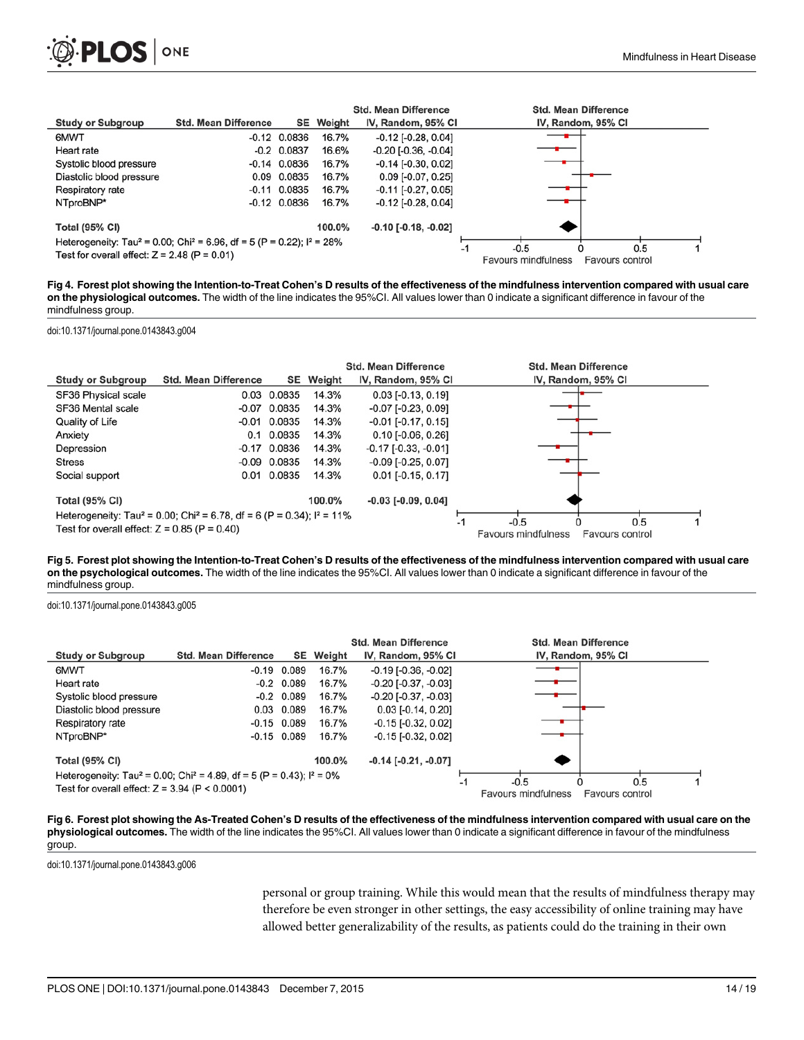| Study or Subgroup | Std. Mean Difference | SE | Weight | Std. Mean Difference IV, Random, 95% CI |
|---|---|---|---|---|
| 6MWT | -0.12 | 0.0836 | 16.7% | -0.12 [-0.28, 0.04] |
| Heart rate | -0.2 | 0.0837 | 16.6% | -0.20 [-0.36, -0.04] |
| Systolic blood pressure | -0.14 | 0.0836 | 16.7% | -0.14 [-0.30, 0.02] |
| Diastolic blood pressure | 0.09 | 0.0835 | 16.7% | 0.09 [-0.07, 0.25] |
| Respiratory rate | -0.11 | 0.0835 | 16.7% | -0.11 [-0.27, 0.05] |
| NTproBNP* | -0.12 | 0.0836 | 16.7% | -0.12 [-0.28, 0.04] |
| **Total (95% CI)** | | | **100.0%** | **-0.10 [-0.18, -0.02]** |

Heterogeneity: $Tau^2 = 0.00$; $Chi^2 = 6.96$, $df = 5$ ($P = 0.22$); $I^2 = 28\%$

Test for overall effect: $Z = 2.48$ ($P = 0.01$)

**Fig 4. Forest plot showing the Intention-to-Treat Cohen's D results of the effectiveness of the mindfulness intervention compared with usual care on the physiological outcomes.** The width of the line indicates the 95%CI. All values lower than 0 indicate a significant difference in favour of the mindfulness group.

doi:10.1371/journal.pone.0143843.g004

| Study or Subgroup | Std. Mean Difference | SE | Weight | Std. Mean Difference IV, Random, 95% CI |
|---|---|---|---|---|
| SF36 Physical scale | 0.03 | 0.0835 | 14.3% | 0.03 [-0.13, 0.19] |
| SF36 Mental scale | -0.07 | 0.0835 | 14.3% | -0.07 [-0.23, 0.09] |
| Quality of Life | -0.01 | 0.0835 | 14.3% | -0.01 [-0.17, 0.15] |
| Anxiety | 0.1 | 0.0835 | 14.3% | 0.10 [-0.06, 0.26] |
| Depression | -0.17 | 0.0836 | 14.3% | -0.17 [-0.33, -0.01] |
| Stress | -0.09 | 0.0835 | 14.3% | -0.09 [-0.25, 0.07] |
| Social support | 0.01 | 0.0835 | 14.3% | 0.01 [-0.15, 0.17] |
| **Total (95% CI)** | | | **100.0%** | **-0.03 [-0.09, 0.04]** |

Heterogeneity: $Tau^2 = 0.00$; $Chi^2 = 6.78$, $df = 6$ ($P = 0.34$); $I^2 = 11\%$

Test for overall effect: $Z = 0.85$ ($P = 0.40$)

**Fig 5. Forest plot showing the Intention-to-Treat Cohen's D results of the effectiveness of the mindfulness intervention compared with usual care on the psychological outcomes.** The width of the line indicates the 95%CI. All values lower than 0 indicate a significant difference in favour of the mindfulness group.

doi:10.1371/journal.pone.0143843.g005

| Study or Subgroup | Std. Mean Difference | SE | Weight | Std. Mean Difference IV, Random, 95% CI |
|---|---|---|---|---|
| 6MWT | -0.19 | 0.089 | 16.7% | -0.19 [-0.36, -0.02] |
| Heart rate | -0.2 | 0.089 | 16.7% | -0.20 [-0.37, -0.03] |
| Systolic blood pressure | -0.2 | 0.089 | 16.7% | -0.20 [-0.37, -0.03] |
| Diastolic blood pressure | 0.03 | 0.089 | 16.7% | 0.03 [-0.14, 0.20] |
| Respiratory rate | -0.15 | 0.089 | 16.7% | -0.15 [-0.32, 0.02] |
| NTproBNP* | -0.15 | 0.089 | 16.7% | -0.15 [-0.32, 0.02] |
| **Total (95% CI)** | | | **100.0%** | **-0.14 [-0.21, -0.07]** |

Heterogeneity: $Tau^2 = 0.00$; $Chi^2 = 4.89$, $df = 5$ ($P = 0.43$); $I^2 = 0\%$

Test for overall effect: $Z = 3.94$ ($P < 0.0001$)

**Fig 6. Forest plot showing the As-Treated Cohen's D results of the effectiveness of the mindfulness intervention compared with usual care on the physiological outcomes.** The width of the line indicates the 95%CI. All values lower than 0 indicate a significant difference in favour of the mindfulness group.

doi:10.1371/journal.pone.0143843.g006

personal or group training. While this would mean that the results of mindfulness therapy may therefore be even stronger in other settings, the easy accessibility of online training may have allowed better generalizability of the results, as patients could do the training in their own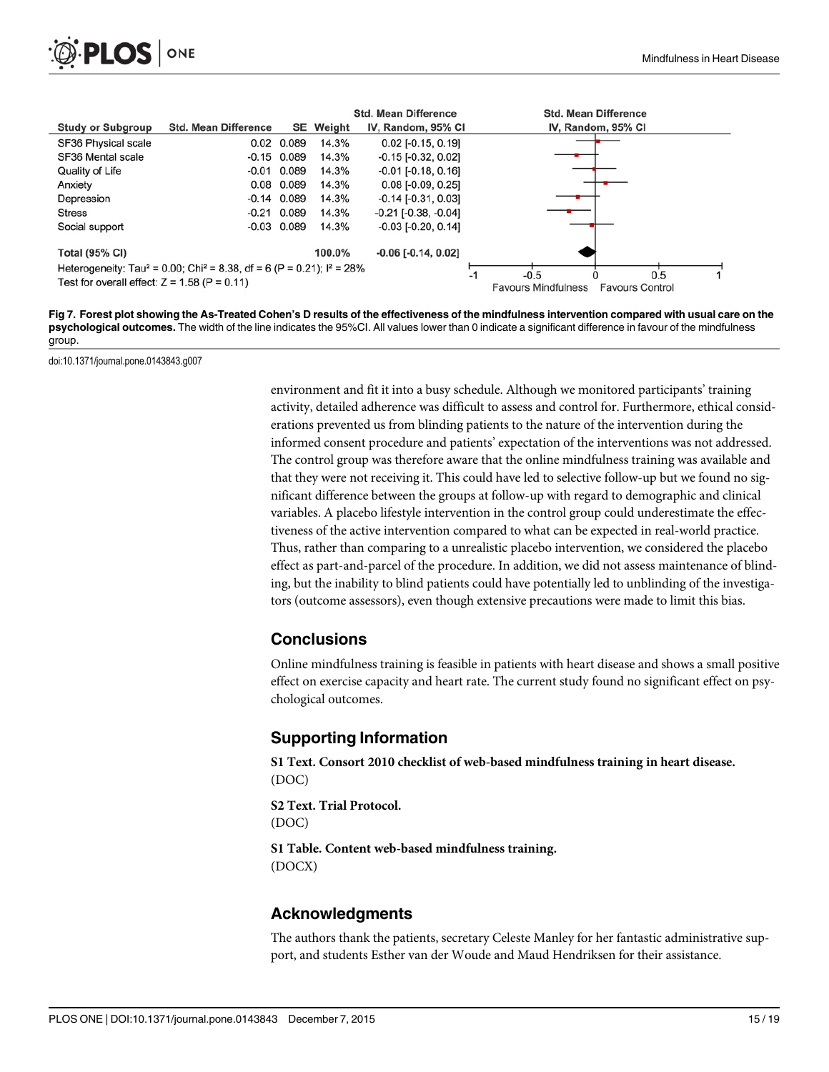| Study or Subgroup | Std. Mean Difference | SE | Weight | Std. Mean Difference IV, Random, 95% CI |
|---|---|---|---|---|
| SF36 Physical scale | 0.02 | 0.089 | 14.3% | 0.02 [-0.15, 0.19] |
| SF36 Mental scale | -0.15 | 0.089 | 14.3% | -0.15 [-0.32, 0.02] |
| Quality of Life | -0.01 | 0.089 | 14.3% | -0.01 [-0.18, 0.16] |
| Anxiety | 0.08 | 0.089 | 14.3% | 0.08 [-0.09, 0.25] |
| Depression | -0.14 | 0.089 | 14.3% | -0.14 [-0.31, 0.03] |
| Stress | -0.21 | 0.089 | 14.3% | -0.21 [-0.38, -0.04] |
| Social support | -0.03 | 0.089 | 14.3% | -0.03 [-0.20, 0.14] |
| **Total (95% CI)** | | | **100.0%** | **-0.06 [-0.14, 0.02]** |

Heterogeneity: $Tau^2 = 0.00$; $Chi^2 = 8.38$, df = 6 (P = 0.21); $I^2 = 28\%$
Test for overall effect: Z = 1.58 (P = 0.11)

Favours Mindfulness — Favours Control

**Fig 7. Forest plot showing the As-Treated Cohen's D results of the effectiveness of the mindfulness intervention compared with usual care on the psychological outcomes.** The width of the line indicates the 95%CI. All values lower than 0 indicate a significant difference in favour of the mindfulness group.

doi:10.1371/journal.pone.0143843.g007

environment and fit it into a busy schedule. Although we monitored participants' training activity, detailed adherence was difficult to assess and control for. Furthermore, ethical considerations prevented us from blinding patients to the nature of the intervention during the informed consent procedure and patients' expectation of the interventions was not addressed. The control group was therefore aware that the online mindfulness training was available and that they were not receiving it. This could have led to selective follow-up but we found no significant difference between the groups at follow-up with regard to demographic and clinical variables. A placebo lifestyle intervention in the control group could underestimate the effectiveness of the active intervention compared to what can be expected in real-world practice. Thus, rather than comparing to a unrealistic placebo intervention, we considered the placebo effect as part-and-parcel of the procedure. In addition, we did not assess maintenance of blinding, but the inability to blind patients could have potentially led to unblinding of the investigators (outcome assessors), even though extensive precautions were made to limit this bias.

## Conclusions

Online mindfulness training is feasible in patients with heart disease and shows a small positive effect on exercise capacity and heart rate. The current study found no significant effect on psychological outcomes.

## Supporting Information

**S1 Text. Consort 2010 checklist of web-based mindfulness training in heart disease.**
(DOC)

**S2 Text. Trial Protocol.**
(DOC)

**S1 Table. Content web-based mindfulness training.**
(DOCX)

## Acknowledgments

The authors thank the patients, secretary Celeste Manley for her fantastic administrative support, and students Esther van der Woude and Maud Hendriksen for their assistance.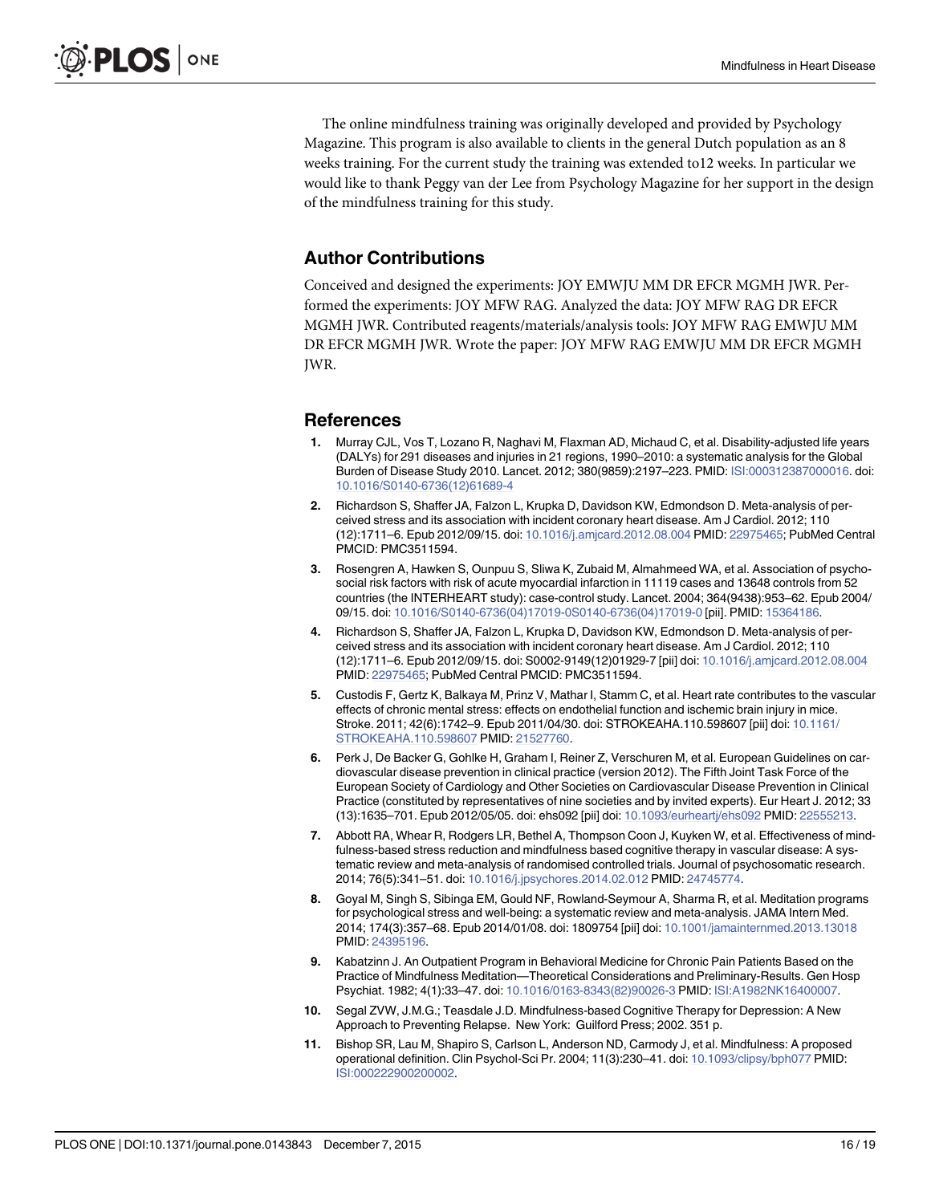The online mindfulness training was originally developed and provided by Psychology Magazine. This program is also available to clients in the general Dutch population as an 8 weeks training. For the current study the training was extended to12 weeks. In particular we would like to thank Peggy van der Lee from Psychology Magazine for her support in the design of the mindfulness training for this study.

## Author Contributions

Conceived and designed the experiments: JOY EMWJU MM DR EFCR MGMH JWR. Performed the experiments: JOY MFW RAG. Analyzed the data: JOY MFW RAG DR EFCR MGMH JWR. Contributed reagents/materials/analysis tools: JOY MFW RAG EMWJU MM DR EFCR MGMH JWR. Wrote the paper: JOY MFW RAG EMWJU MM DR EFCR MGMH JWR.

## References

1. Murray CJL, Vos T, Lozano R, Naghavi M, Flaxman AD, Michaud C, et al. Disability-adjusted life years (DALYs) for 291 diseases and injuries in 21 regions, 1990–2010: a systematic analysis for the Global Burden of Disease Study 2010. Lancet. 2012; 380(9859):2197–223. PMID: ISI:000312387000016. doi: 10.1016/S0140-6736(12)61689-4
2. Richardson S, Shaffer JA, Falzon L, Krupka D, Davidson KW, Edmondson D. Meta-analysis of perceived stress and its association with incident coronary heart disease. Am J Cardiol. 2012; 110 (12):1711–6. Epub 2012/09/15. doi: 10.1016/j.amjcard.2012.08.004 PMID: 22975465; PubMed Central PMCID: PMC3511594.
3. Rosengren A, Hawken S, Ounpuu S, Sliwa K, Zubaid M, Almahmeed WA, et al. Association of psychosocial risk factors with risk of acute myocardial infarction in 11119 cases and 13648 controls from 52 countries (the INTERHEART study): case-control study. Lancet. 2004; 364(9438):953–62. Epub 2004/09/15. doi: 10.1016/S0140-6736(04)17019-0S0140-6736(04)17019-0 [pii]. PMID: 15364186.
4. Richardson S, Shaffer JA, Falzon L, Krupka D, Davidson KW, Edmondson D. Meta-analysis of perceived stress and its association with incident coronary heart disease. Am J Cardiol. 2012; 110 (12):1711–6. Epub 2012/09/15. doi: S0002-9149(12)01929-7 [pii] doi: 10.1016/j.amjcard.2012.08.004 PMID: 22975465; PubMed Central PMCID: PMC3511594.
5. Custodis F, Gertz K, Balkaya M, Prinz V, Mathar I, Stamm C, et al. Heart rate contributes to the vascular effects of chronic mental stress: effects on endothelial function and ischemic brain injury in mice. Stroke. 2011; 42(6):1742–9. Epub 2011/04/30. doi: STROKEAHA.110.598607 [pii] doi: 10.1161/STROKEAHA.110.598607 PMID: 21527760.
6. Perk J, De Backer G, Gohlke H, Graham I, Reiner Z, Verschuren M, et al. European Guidelines on cardiovascular disease prevention in clinical practice (version 2012). The Fifth Joint Task Force of the European Society of Cardiology and Other Societies on Cardiovascular Disease Prevention in Clinical Practice (constituted by representatives of nine societies and by invited experts). Eur Heart J. 2012; 33 (13):1635–701. Epub 2012/05/05. doi: ehs092 [pii] doi: 10.1093/eurheartj/ehs092 PMID: 22555213.
7. Abbott RA, Whear R, Rodgers LR, Bethel A, Thompson Coon J, Kuyken W, et al. Effectiveness of mindfulness-based stress reduction and mindfulness based cognitive therapy in vascular disease: A systematic review and meta-analysis of randomised controlled trials. Journal of psychosomatic research. 2014; 76(5):341–51. doi: 10.1016/j.jpsychores.2014.02.012 PMID: 24745774.
8. Goyal M, Singh S, Sibinga EM, Gould NF, Rowland-Seymour A, Sharma R, et al. Meditation programs for psychological stress and well-being: a systematic review and meta-analysis. JAMA Intern Med. 2014; 174(3):357–68. Epub 2014/01/08. doi: 1809754 [pii] doi: 10.1001/jamainternmed.2013.13018 PMID: 24395196.
9. Kabatzinn J. An Outpatient Program in Behavioral Medicine for Chronic Pain Patients Based on the Practice of Mindfulness Meditation—Theoretical Considerations and Preliminary-Results. Gen Hosp Psychiat. 1982; 4(1):33–47. doi: 10.1016/0163-8343(82)90026-3 PMID: ISI:A1982NK16400007.
10. Segal ZVW, J.M.G.; Teasdale J.D. Mindfulness-based Cognitive Therapy for Depression: A New Approach to Preventing Relapse. New York: Guilford Press; 2002. 351 p.
11. Bishop SR, Lau M, Shapiro S, Carlson L, Anderson ND, Carmody J, et al. Mindfulness: A proposed operational definition. Clin Psychol-Sci Pr. 2004; 11(3):230–41. doi: 10.1093/clipsy/bph077 PMID: ISI:000222900200002.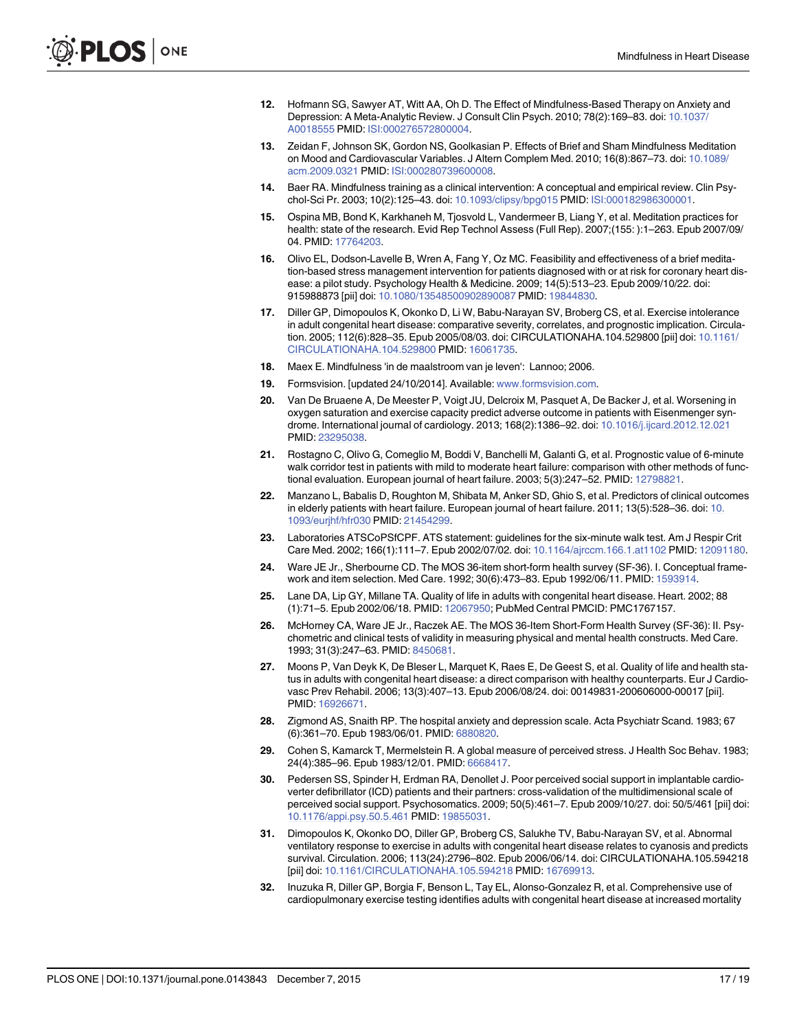12. Hofmann SG, Sawyer AT, Witt AA, Oh D. The Effect of Mindfulness-Based Therapy on Anxiety and Depression: A Meta-Analytic Review. J Consult Clin Psych. 2010; 78(2):169–83. doi: 10.1037/A0018555 PMID: ISI:000276572800004.
13. Zeidan F, Johnson SK, Gordon NS, Goolkasian P. Effects of Brief and Sham Mindfulness Meditation on Mood and Cardiovascular Variables. J Altern Complem Med. 2010; 16(8):867–73. doi: 10.1089/acm.2009.0321 PMID: ISI:000280739600008.
14. Baer RA. Mindfulness training as a clinical intervention: A conceptual and empirical review. Clin Psychol-Sci Pr. 2003; 10(2):125–43. doi: 10.1093/clipsy/bpg015 PMID: ISI:000182986300001.
15. Ospina MB, Bond K, Karkhaneh M, Tjosvold L, Vandermeer B, Liang Y, et al. Meditation practices for health: state of the research. Evid Rep Technol Assess (Full Rep). 2007;(155: ):1–263. Epub 2007/09/04. PMID: 17764203.
16. Olivo EL, Dodson-Lavelle B, Wren A, Fang Y, Oz MC. Feasibility and effectiveness of a brief meditation-based stress management intervention for patients diagnosed with or at risk for coronary heart disease: a pilot study. Psychology Health & Medicine. 2009; 14(5):513–23. Epub 2009/10/22. doi: 915988873 [pii] doi: 10.1080/13548500902890087 PMID: 19844830.
17. Diller GP, Dimopoulos K, Okonko D, Li W, Babu-Narayan SV, Broberg CS, et al. Exercise intolerance in adult congenital heart disease: comparative severity, correlates, and prognostic implication. Circulation. 2005; 112(6):828–35. Epub 2005/08/03. doi: CIRCULATIONAHA.104.529800 [pii] doi: 10.1161/CIRCULATIONAHA.104.529800 PMID: 16061735.
18. Maex E. Mindfulness 'in de maalstroom van je leven': Lannoo; 2006.
19. Formsvision. [updated 24/10/2014]. Available: www.formsvision.com.
20. Van De Bruaene A, De Meester P, Voigt JU, Delcroix M, Pasquet A, De Backer J, et al. Worsening in oxygen saturation and exercise capacity predict adverse outcome in patients with Eisenmenger syndrome. International journal of cardiology. 2013; 168(2):1386–92. doi: 10.1016/j.ijcard.2012.12.021 PMID: 23295038.
21. Rostagno C, Olivo G, Comeglio M, Boddi V, Banchelli M, Galanti G, et al. Prognostic value of 6-minute walk corridor test in patients with mild to moderate heart failure: comparison with other methods of functional evaluation. European journal of heart failure. 2003; 5(3):247–52. PMID: 12798821.
22. Manzano L, Babalis D, Roughton M, Shibata M, Anker SD, Ghio S, et al. Predictors of clinical outcomes in elderly patients with heart failure. European journal of heart failure. 2011; 13(5):528–36. doi: 10.1093/eurjhf/hfr030 PMID: 21454299.
23. Laboratories ATSCoPSfCPF. ATS statement: guidelines for the six-minute walk test. Am J Respir Crit Care Med. 2002; 166(1):111–7. Epub 2002/07/02. doi: 10.1164/ajrccm.166.1.at1102 PMID: 12091180.
24. Ware JE Jr., Sherbourne CD. The MOS 36-item short-form health survey (SF-36). I. Conceptual framework and item selection. Med Care. 1992; 30(6):473–83. Epub 1992/06/11. PMID: 1593914.
25. Lane DA, Lip GY, Millane TA. Quality of life in adults with congenital heart disease. Heart. 2002; 88(1):71–5. Epub 2002/06/18. PMID: 12067950; PubMed Central PMCID: PMC1767157.
26. McHorney CA, Ware JE Jr., Raczek AE. The MOS 36-Item Short-Form Health Survey (SF-36): II. Psychometric and clinical tests of validity in measuring physical and mental health constructs. Med Care. 1993; 31(3):247–63. PMID: 8450681.
27. Moons P, Van Deyk K, De Bleser L, Marquet K, Raes E, De Geest S, et al. Quality of life and health status in adults with congenital heart disease: a direct comparison with healthy counterparts. Eur J Cardiovasc Prev Rehabil. 2006; 13(3):407–13. Epub 2006/08/24. doi: 00149831-200606000-00017 [pii]. PMID: 16926671.
28. Zigmond AS, Snaith RP. The hospital anxiety and depression scale. Acta Psychiatr Scand. 1983; 67(6):361–70. Epub 1983/06/01. PMID: 6880820.
29. Cohen S, Kamarck T, Mermelstein R. A global measure of perceived stress. J Health Soc Behav. 1983; 24(4):385–96. Epub 1983/12/01. PMID: 6668417.
30. Pedersen SS, Spinder H, Erdman RA, Denollet J. Poor perceived social support in implantable cardioverter defibrillator (ICD) patients and their partners: cross-validation of the multidimensional scale of perceived social support. Psychosomatics. 2009; 50(5):461–7. Epub 2009/10/27. doi: 50/5/461 [pii] doi: 10.1176/appi.psy.50.5.461 PMID: 19855031.
31. Dimopoulos K, Okonko DO, Diller GP, Broberg CS, Salukhe TV, Babu-Narayan SV, et al. Abnormal ventilatory response to exercise in adults with congenital heart disease relates to cyanosis and predicts survival. Circulation. 2006; 113(24):2796–802. Epub 2006/06/14. doi: CIRCULATIONAHA.105.594218 [pii] doi: 10.1161/CIRCULATIONAHA.105.594218 PMID: 16769913.
32. Inuzuka R, Diller GP, Borgia F, Benson L, Tay EL, Alonso-Gonzalez R, et al. Comprehensive use of cardiopulmonary exercise testing identifies adults with congenital heart disease at increased mortality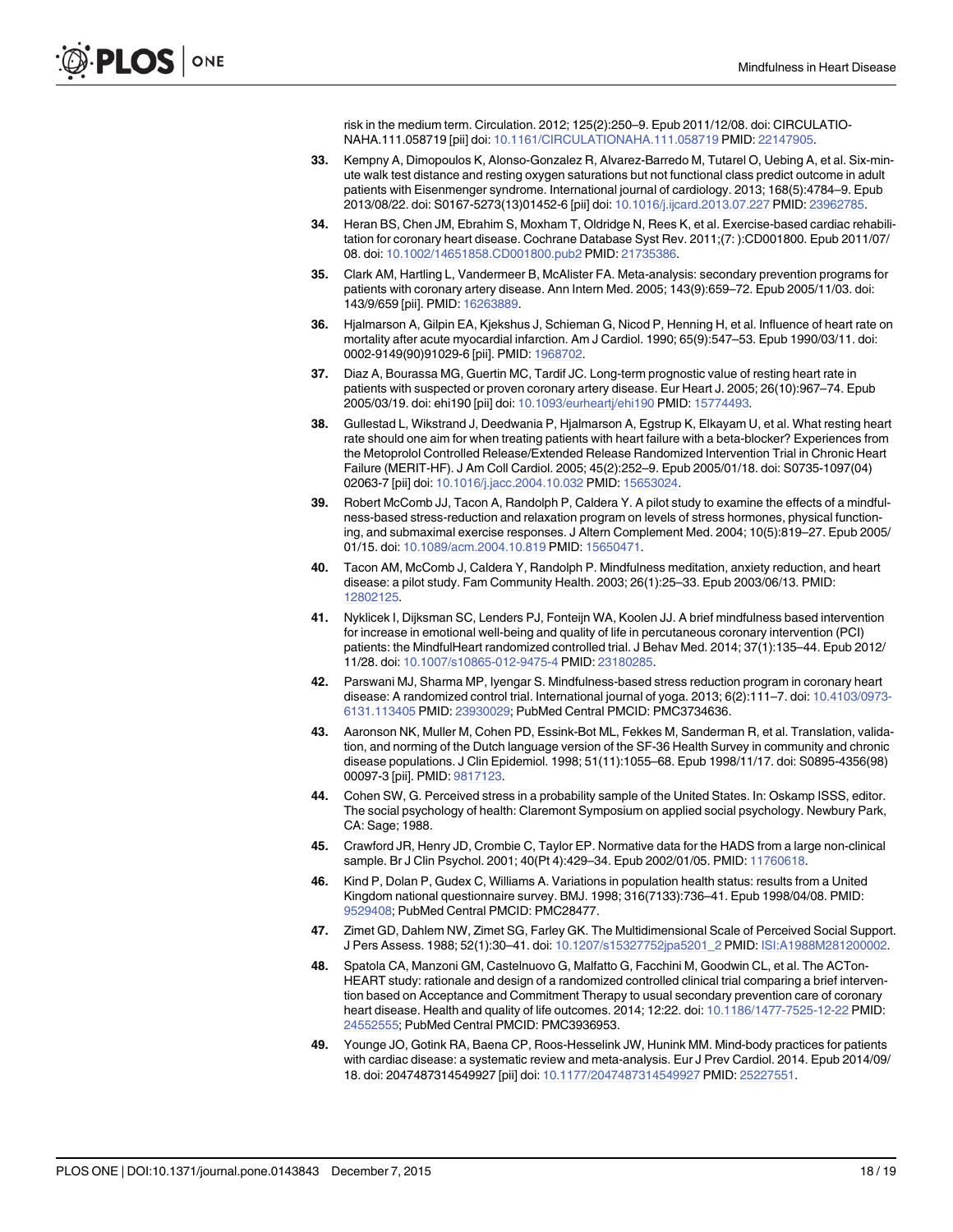risk in the medium term. Circulation. 2012; 125(2):250–9. Epub 2011/12/08. doi: CIRCULATIONAHA.111.058719 [pii] doi: 10.1161/CIRCULATIONAHA.111.058719 PMID: 22147905.

33. Kempny A, Dimopoulos K, Alonso-Gonzalez R, Alvarez-Barredo M, Tutarel O, Uebing A, et al. Six-minute walk test distance and resting oxygen saturations but not functional class predict outcome in adult patients with Eisenmenger syndrome. International journal of cardiology. 2013; 168(5):4784–9. Epub 2013/08/22. doi: S0167-5273(13)01452-6 [pii] doi: 10.1016/j.ijcard.2013.07.227 PMID: 23962785.

34. Heran BS, Chen JM, Ebrahim S, Moxham T, Oldridge N, Rees K, et al. Exercise-based cardiac rehabilitation for coronary heart disease. Cochrane Database Syst Rev. 2011;(7: ):CD001800. Epub 2011/07/08. doi: 10.1002/14651858.CD001800.pub2 PMID: 21735386.

35. Clark AM, Hartling L, Vandermeer B, McAlister FA. Meta-analysis: secondary prevention programs for patients with coronary artery disease. Ann Intern Med. 2005; 143(9):659–72. Epub 2005/11/03. doi: 143/9/659 [pii]. PMID: 16263889.

36. Hjalmarson A, Gilpin EA, Kjekshus J, Schieman G, Nicod P, Henning H, et al. Influence of heart rate on mortality after acute myocardial infarction. Am J Cardiol. 1990; 65(9):547–53. Epub 1990/03/11. doi: 0002-9149(90)91029-6 [pii]. PMID: 1968702.

37. Diaz A, Bourassa MG, Guertin MC, Tardif JC. Long-term prognostic value of resting heart rate in patients with suspected or proven coronary artery disease. Eur Heart J. 2005; 26(10):967–74. Epub 2005/03/19. doi: ehi190 [pii] doi: 10.1093/eurheartj/ehi190 PMID: 15774493.

38. Gullestad L, Wikstrand J, Deedwania P, Hjalmarson A, Egstrup K, Elkayam U, et al. What resting heart rate should one aim for when treating patients with heart failure with a beta-blocker? Experiences from the Metoprolol Controlled Release/Extended Release Randomized Intervention Trial in Chronic Heart Failure (MERIT-HF). J Am Coll Cardiol. 2005; 45(2):252–9. Epub 2005/01/18. doi: S0735-1097(04)02063-7 [pii] doi: 10.1016/j.jacc.2004.10.032 PMID: 15653024.

39. Robert McComb JJ, Tacon A, Randolph P, Caldera Y. A pilot study to examine the effects of a mindfulness-based stress-reduction and relaxation program on levels of stress hormones, physical functioning, and submaximal exercise responses. J Altern Complement Med. 2004; 10(5):819–27. Epub 2005/01/15. doi: 10.1089/acm.2004.10.819 PMID: 15650471.

40. Tacon AM, McComb J, Caldera Y, Randolph P. Mindfulness meditation, anxiety reduction, and heart disease: a pilot study. Fam Community Health. 2003; 26(1):25–33. Epub 2003/06/13. PMID: 12802125.

41. Nyklicek I, Dijksman SC, Lenders PJ, Fonteijn WA, Koolen JJ. A brief mindfulness based intervention for increase in emotional well-being and quality of life in percutaneous coronary intervention (PCI) patients: the MindfulHeart randomized controlled trial. J Behav Med. 2014; 37(1):135–44. Epub 2012/11/28. doi: 10.1007/s10865-012-9475-4 PMID: 23180285.

42. Parswani MJ, Sharma MP, Iyengar S. Mindfulness-based stress reduction program in coronary heart disease: A randomized control trial. International journal of yoga. 2013; 6(2):111–7. doi: 10.4103/0973-6131.113405 PMID: 23930029; PubMed Central PMCID: PMC3734636.

43. Aaronson NK, Muller M, Cohen PD, Essink-Bot ML, Fekkes M, Sanderman R, et al. Translation, validation, and norming of the Dutch language version of the SF-36 Health Survey in community and chronic disease populations. J Clin Epidemiol. 1998; 51(11):1055–68. Epub 1998/11/17. doi: S0895-4356(98)00097-3 [pii]. PMID: 9817123.

44. Cohen SW, G. Perceived stress in a probability sample of the United States. In: Oskamp ISSS, editor. The social psychology of health: Claremont Symposium on applied social psychology. Newbury Park, CA: Sage; 1988.

45. Crawford JR, Henry JD, Crombie C, Taylor EP. Normative data for the HADS from a large non-clinical sample. Br J Clin Psychol. 2001; 40(Pt 4):429–34. Epub 2002/01/05. PMID: 11760618.

46. Kind P, Dolan P, Gudex C, Williams A. Variations in population health status: results from a United Kingdom national questionnaire survey. BMJ. 1998; 316(7133):736–41. Epub 1998/04/08. PMID: 9529408; PubMed Central PMCID: PMC28477.

47. Zimet GD, Dahlem NW, Zimet SG, Farley GK. The Multidimensional Scale of Perceived Social Support. J Pers Assess. 1988; 52(1):30–41. doi: 10.1207/s15327752jpa5201_2 PMID: ISI:A1988M281200002.

48. Spatola CA, Manzoni GM, Castelnuovo G, Malfatto G, Facchini M, Goodwin CL, et al. The ACTonHEART study: rationale and design of a randomized controlled clinical trial comparing a brief intervention based on Acceptance and Commitment Therapy to usual secondary prevention care of coronary heart disease. Health and quality of life outcomes. 2014; 12:22. doi: 10.1186/1477-7525-12-22 PMID: 24552555; PubMed Central PMCID: PMC3936953.

49. Younge JO, Gotink RA, Baena CP, Roos-Hesselink JW, Hunink MM. Mind-body practices for patients with cardiac disease: a systematic review and meta-analysis. Eur J Prev Cardiol. 2014. Epub 2014/09/18. doi: 2047487314549927 [pii] doi: 10.1177/2047487314549927 PMID: 25227551.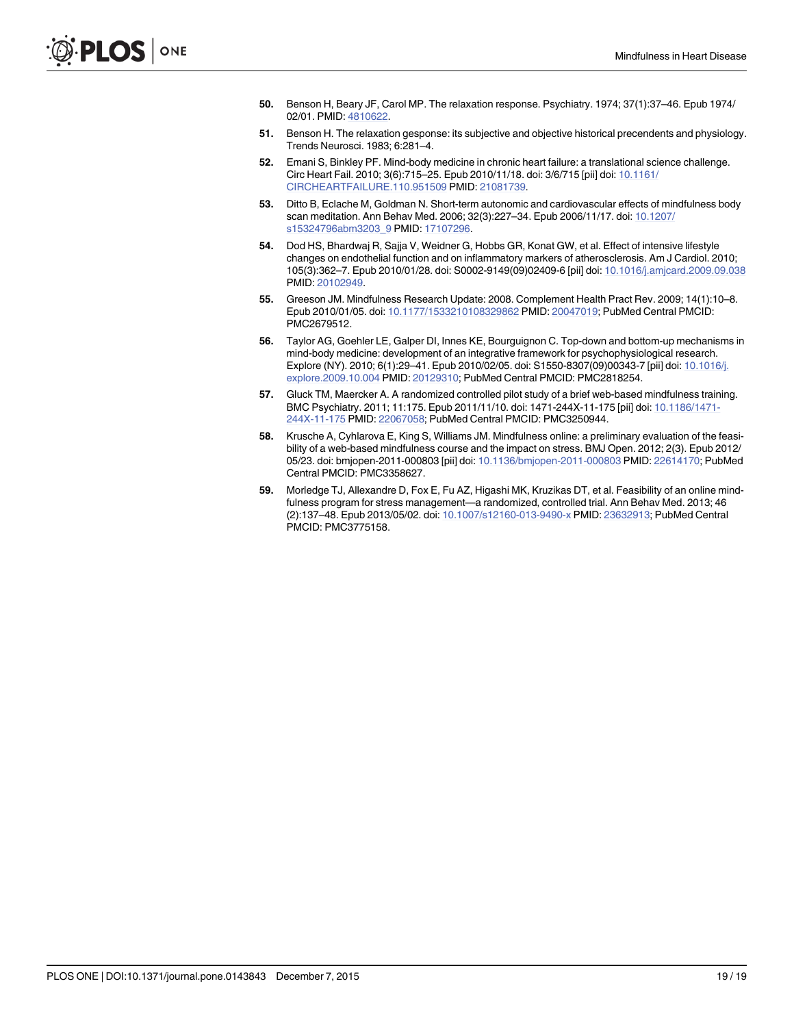50. Benson H, Beary JF, Carol MP. The relaxation response. Psychiatry. 1974; 37(1):37–46. Epub 1974/02/01. PMID: 4810622.
51. Benson H. The relaxation gesponse: its subjective and objective historical precendents and physiology. Trends Neurosci. 1983; 6:281–4.
52. Emani S, Binkley PF. Mind-body medicine in chronic heart failure: a translational science challenge. Circ Heart Fail. 2010; 3(6):715–25. Epub 2010/11/18. doi: 3/6/715 [pii] doi: 10.1161/CIRCHEARTFAILURE.110.951509 PMID: 21081739.
53. Ditto B, Eclache M, Goldman N. Short-term autonomic and cardiovascular effects of mindfulness body scan meditation. Ann Behav Med. 2006; 32(3):227–34. Epub 2006/11/17. doi: 10.1207/s15324796abm3203_9 PMID: 17107296.
54. Dod HS, Bhardwaj R, Sajja V, Weidner G, Hobbs GR, Konat GW, et al. Effect of intensive lifestyle changes on endothelial function and on inflammatory markers of atherosclerosis. Am J Cardiol. 2010; 105(3):362–7. Epub 2010/01/28. doi: S0002-9149(09)02409-6 [pii] doi: 10.1016/j.amjcard.2009.09.038 PMID: 20102949.
55. Greeson JM. Mindfulness Research Update: 2008. Complement Health Pract Rev. 2009; 14(1):10–8. Epub 2010/01/05. doi: 10.1177/1533210108329862 PMID: 20047019; PubMed Central PMCID: PMC2679512.
56. Taylor AG, Goehler LE, Galper DI, Innes KE, Bourguignon C. Top-down and bottom-up mechanisms in mind-body medicine: development of an integrative framework for psychophysiological research. Explore (NY). 2010; 6(1):29–41. Epub 2010/02/05. doi: S1550-8307(09)00343-7 [pii] doi: 10.1016/j.explore.2009.10.004 PMID: 20129310; PubMed Central PMCID: PMC2818254.
57. Gluck TM, Maercker A. A randomized controlled pilot study of a brief web-based mindfulness training. BMC Psychiatry. 2011; 11:175. Epub 2011/11/10. doi: 1471-244X-11-175 [pii] doi: 10.1186/1471-244X-11-175 PMID: 22067058; PubMed Central PMCID: PMC3250944.
58. Krusche A, Cyhlarova E, King S, Williams JM. Mindfulness online: a preliminary evaluation of the feasibility of a web-based mindfulness course and the impact on stress. BMJ Open. 2012; 2(3). Epub 2012/05/23. doi: bmjopen-2011-000803 [pii] doi: 10.1136/bmjopen-2011-000803 PMID: 22614170; PubMed Central PMCID: PMC3358627.
59. Morledge TJ, Allexandre D, Fox E, Fu AZ, Higashi MK, Kruzikas DT, et al. Feasibility of an online mindfulness program for stress management—a randomized, controlled trial. Ann Behav Med. 2013; 46(2):137–48. Epub 2013/05/02. doi: 10.1007/s12160-013-9490-x PMID: 23632913; PubMed Central PMCID: PMC3775158.